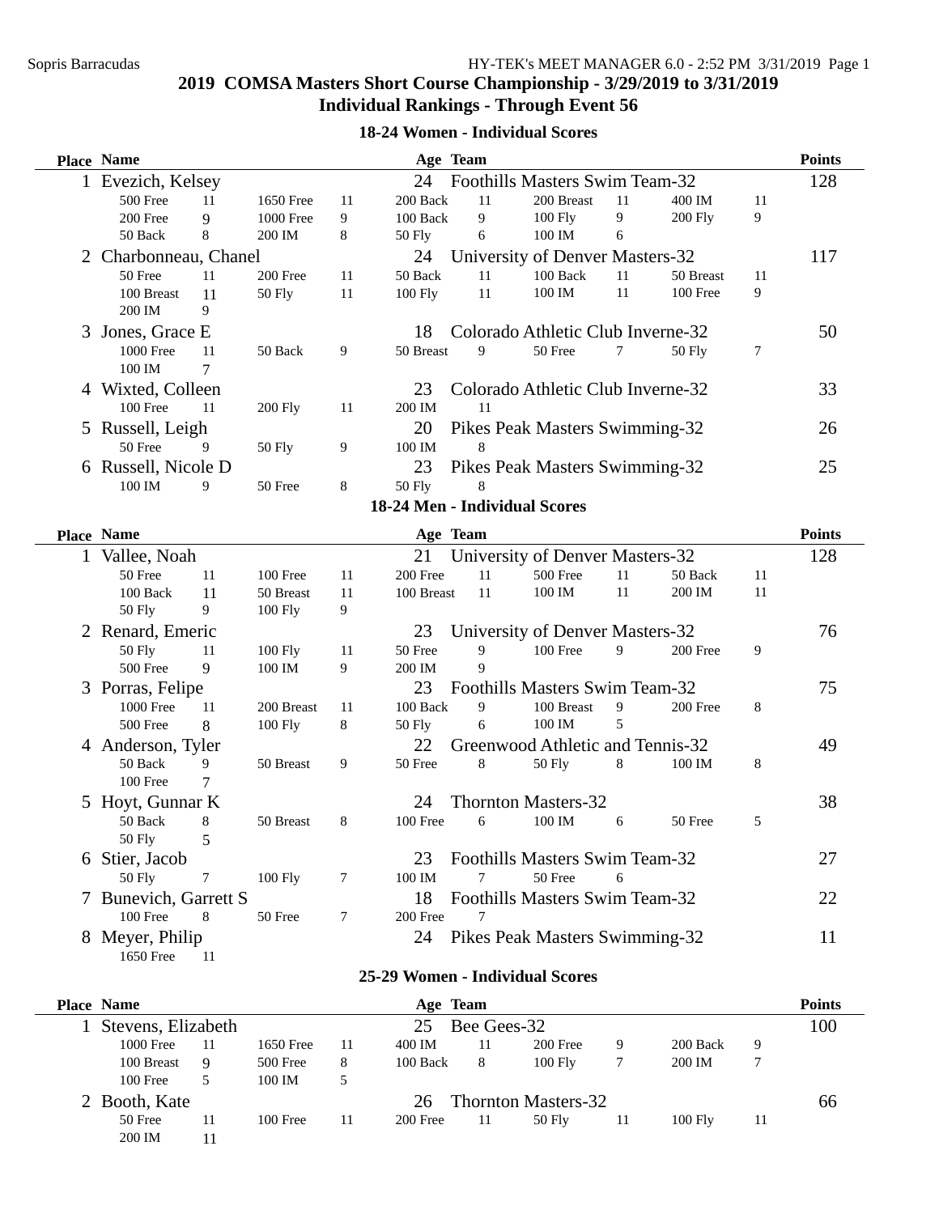## 2019 COMSA Masters Short Course Championship - 3/29/2019 to 3/31/2019

## Individual Rankings - Through Event 56

### 18-24 Women - Individual Scores

| Place | Name | Age | Team | Points |
|---|---|---|---|---|
| 1 | Evezich, Kelsey | 24 | Foothills Masters Swim Team-32 | 128 |
| | 500 Free 11, 1650 Free 11, 200 Back 11, 200 Breast 11, 400 IM 11, 200 Free 9, 1000 Free 9, 100 Back 9, 100 Fly 9, 200 Fly 9, 50 Back 8, 200 IM 8, 50 Fly 6, 100 IM 6 | | | |
| 2 | Charbonneau, Chanel | 24 | University of Denver Masters-32 | 117 |
| | 50 Free 11, 200 Free 11, 50 Back 11, 100 Back 11, 50 Breast 11, 100 Breast 11, 50 Fly 11, 100 Fly 11, 100 IM 11, 100 Free 9, 200 IM 9 | | | |
| 3 | Jones, Grace E | 18 | Colorado Athletic Club Inverne-32 | 50 |
| | 1000 Free 11, 50 Back 9, 50 Breast 9, 50 Free 7, 50 Fly 7, 100 IM 7 | | | |
| 4 | Wixted, Colleen | 23 | Colorado Athletic Club Inverne-32 | 33 |
| | 100 Free 11, 200 Fly 11, 200 IM 11 | | | |
| 5 | Russell, Leigh | 20 | Pikes Peak Masters Swimming-32 | 26 |
| | 50 Free 9, 50 Fly 9, 100 IM 8 | | | |
| 6 | Russell, Nicole D | 23 | Pikes Peak Masters Swimming-32 | 25 |
| | 100 IM 9, 50 Free 8, 50 Fly 8 | | | |

### 18-24 Men - Individual Scores

| Place | Name | Age | Team | Points |
|---|---|---|---|---|
| 1 | Vallee, Noah | 21 | University of Denver Masters-32 | 128 |
| | 50 Free 11, 100 Free 11, 200 Free 11, 500 Free 11, 50 Back 11, 100 Back 11, 50 Breast 11, 100 Breast 11, 100 IM 11, 200 IM 11, 50 Fly 9, 100 Fly 9 | | | |
| 2 | Renard, Emeric | 23 | University of Denver Masters-32 | 76 |
| | 50 Fly 11, 100 Fly 11, 50 Free 9, 100 Free 9, 200 Free 9, 500 Free 9, 100 IM 9, 200 IM 9 | | | |
| 3 | Porras, Felipe | 23 | Foothills Masters Swim Team-32 | 75 |
| | 1000 Free 11, 200 Breast 11, 100 Back 9, 100 Breast 9, 200 Free 8, 500 Free 8, 100 Fly 8, 50 Fly 6, 100 IM 5 | | | |
| 4 | Anderson, Tyler | 22 | Greenwood Athletic and Tennis-32 | 49 |
| | 50 Back 9, 50 Breast 9, 50 Free 8, 50 Fly 8, 100 IM 8, 100 Free 7 | | | |
| 5 | Hoyt, Gunnar K | 24 | Thornton Masters-32 | 38 |
| | 50 Back 8, 50 Breast 8, 100 Free 6, 100 IM 6, 50 Free 5, 50 Fly 5 | | | |
| 6 | Stier, Jacob | 23 | Foothills Masters Swim Team-32 | 27 |
| | 50 Fly 7, 100 Fly 7, 100 IM 7, 50 Free 6 | | | |
| 7 | Bunevich, Garrett S | 18 | Foothills Masters Swim Team-32 | 22 |
| | 100 Free 8, 50 Free 7, 200 Free 7 | | | |
| 8 | Meyer, Philip | 24 | Pikes Peak Masters Swimming-32 | 11 |
| | 1650 Free 11 | | | |

### 25-29 Women - Individual Scores

| Place | Name | Age | Team | Points |
|---|---|---|---|---|
| 1 | Stevens, Elizabeth | 25 | Bee Gees-32 | 100 |
| | 1000 Free 11, 1650 Free 11, 400 IM 11, 200 Free 9, 200 Back 9, 100 Breast 9, 500 Free 8, 100 Back 8, 100 Fly 7, 200 IM 7, 100 Free 5, 100 IM 5 | | | |
| 2 | Booth, Kate | 26 | Thornton Masters-32 | 66 |
| | 50 Free 11, 100 Free 11, 200 Free 11, 50 Fly 11, 100 Fly 11, 200 IM 11 | | | |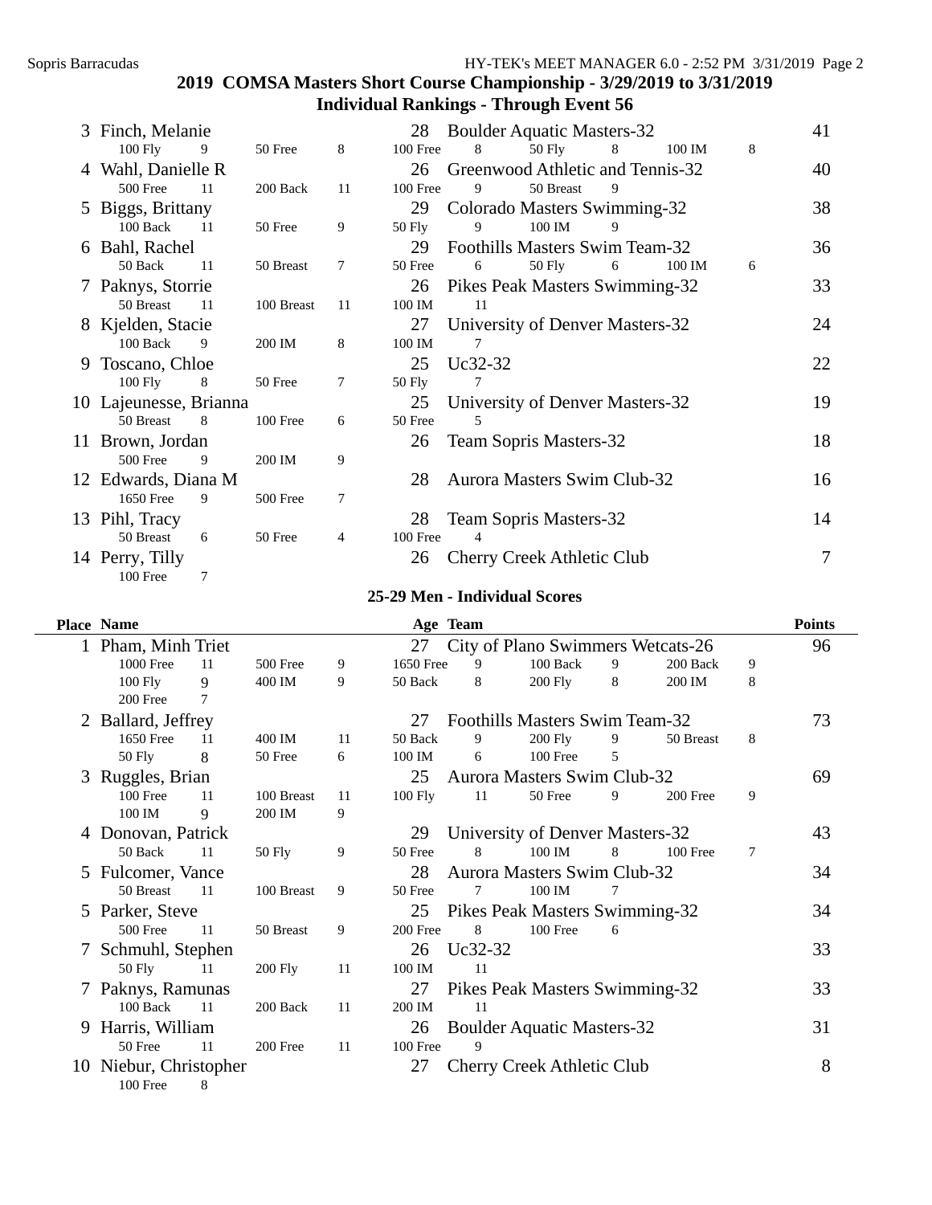## 2019 COMSA Masters Short Course Championship - 3/29/2019 to 3/31/2019

### Individual Rankings - Through Event 56

| Place | Name | Age | Team | Points |
|---|---|---|---|---|
| 3 | Finch, Melanie | 28 | Boulder Aquatic Masters-32 | 41 |
| | 100 Fly 9; 50 Free 8; 100 Free 8; 50 Fly 8; 100 IM 8 | | | |
| 4 | Wahl, Danielle R | 26 | Greenwood Athletic and Tennis-32 | 40 |
| | 500 Free 11; 200 Back 11; 100 Free 9; 50 Breast 9 | | | |
| 5 | Biggs, Brittany | 29 | Colorado Masters Swimming-32 | 38 |
| | 100 Back 11; 50 Free 9; 50 Fly 9; 100 IM 9 | | | |
| 6 | Bahl, Rachel | 29 | Foothills Masters Swim Team-32 | 36 |
| | 50 Back 11; 50 Breast 7; 50 Free 6; 50 Fly 6; 100 IM 6 | | | |
| 7 | Paknys, Storrie | 26 | Pikes Peak Masters Swimming-32 | 33 |
| | 50 Breast 11; 100 Breast 11; 100 IM 11 | | | |
| 8 | Kjelden, Stacie | 27 | University of Denver Masters-32 | 24 |
| | 100 Back 9; 200 IM 8; 100 IM 7 | | | |
| 9 | Toscano, Chloe | 25 | Uc32-32 | 22 |
| | 100 Fly 8; 50 Free 7; 50 Fly 7 | | | |
| 10 | Lajeunesse, Brianna | 25 | University of Denver Masters-32 | 19 |
| | 50 Breast 8; 100 Free 6; 50 Free 5 | | | |
| 11 | Brown, Jordan | 26 | Team Sopris Masters-32 | 18 |
| | 500 Free 9; 200 IM 9 | | | |
| 12 | Edwards, Diana M | 28 | Aurora Masters Swim Club-32 | 16 |
| | 1650 Free 9; 500 Free 7 | | | |
| 13 | Pihl, Tracy | 28 | Team Sopris Masters-32 | 14 |
| | 50 Breast 6; 50 Free 4; 100 Free 4 | | | |
| 14 | Perry, Tilly | 26 | Cherry Creek Athletic Club | 7 |
| | 100 Free 7 | | | |

### 25-29 Men - Individual Scores

| Place | Name | Age | Team | Points |
|---|---|---|---|---|
| 1 | Pham, Minh Triet | 27 | City of Plano Swimmers Wetcats-26 | 96 |
| | 1000 Free 11; 500 Free 9; 1650 Free 9; 100 Back 9; 200 Back 9; 100 Fly 9; 400 IM 9; 50 Back 8; 200 Fly 8; 200 IM 8; 200 Free 7 | | | |
| 2 | Ballard, Jeffrey | 27 | Foothills Masters Swim Team-32 | 73 |
| | 1650 Free 11; 400 IM 11; 50 Back 9; 200 Fly 9; 50 Breast 8; 50 Fly 8; 50 Free 6; 100 IM 6; 100 Free 5 | | | |
| 3 | Ruggles, Brian | 25 | Aurora Masters Swim Club-32 | 69 |
| | 100 Free 11; 100 Breast 11; 100 Fly 11; 50 Free 9; 200 Free 9; 100 IM 9; 200 IM 9 | | | |
| 4 | Donovan, Patrick | 29 | University of Denver Masters-32 | 43 |
| | 50 Back 11; 50 Fly 9; 50 Free 8; 100 IM 8; 100 Free 7 | | | |
| 5 | Fulcomer, Vance | 28 | Aurora Masters Swim Club-32 | 34 |
| | 50 Breast 11; 100 Breast 9; 50 Free 7; 100 IM 7 | | | |
| 5 | Parker, Steve | 25 | Pikes Peak Masters Swimming-32 | 34 |
| | 500 Free 11; 50 Breast 9; 200 Free 8; 100 Free 6 | | | |
| 7 | Schmuhl, Stephen | 26 | Uc32-32 | 33 |
| | 50 Fly 11; 200 Fly 11; 100 IM 11 | | | |
| 7 | Paknys, Ramunas | 27 | Pikes Peak Masters Swimming-32 | 33 |
| | 100 Back 11; 200 Back 11; 200 IM 11 | | | |
| 9 | Harris, William | 26 | Boulder Aquatic Masters-32 | 31 |
| | 50 Free 11; 200 Free 11; 100 Free 9 | | | |
| 10 | Niebur, Christopher | 27 | Cherry Creek Athletic Club | 8 |
| | 100 Free 8 | | | |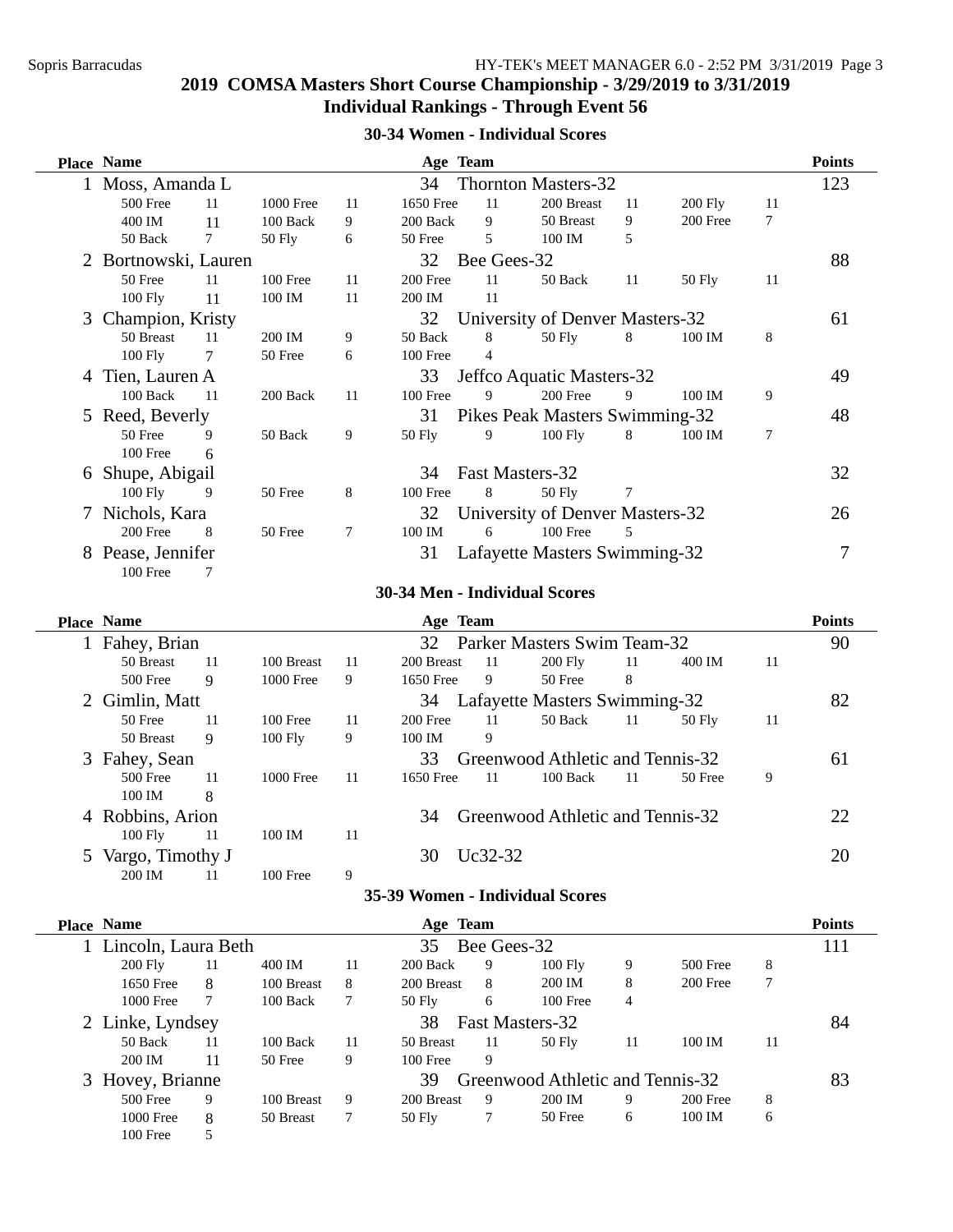## 2019 COMSA Masters Short Course Championship - 3/29/2019 to 3/31/2019
## Individual Rankings - Through Event 56

### 30-34 Women - Individual Scores

| Place | Name | Age | Team | Points |
|---|---|---|---|---|
| 1 | Moss, Amanda L | 34 | Thornton Masters-32 | 123 |
| | 500 Free 11, 1000 Free 11, 1650 Free 11, 200 Breast 11, 200 Fly 11, 400 IM 11, 100 Back 9, 200 Back 9, 50 Breast 9, 200 Free 7, 50 Back 7, 50 Fly 6, 50 Free 5, 100 IM 5 | | | |
| 2 | Bortnowski, Lauren | 32 | Bee Gees-32 | 88 |
| | 50 Free 11, 100 Free 11, 200 Free 11, 50 Back 11, 50 Fly 11, 100 Fly 11, 100 IM 11, 200 IM 11 | | | |
| 3 | Champion, Kristy | 32 | University of Denver Masters-32 | 61 |
| | 50 Breast 11, 200 IM 9, 50 Back 8, 50 Fly 8, 100 IM 8, 100 Fly 7, 50 Free 6, 100 Free 4 | | | |
| 4 | Tien, Lauren A | 33 | Jeffco Aquatic Masters-32 | 49 |
| | 100 Back 11, 200 Back 11, 100 Free 9, 200 Free 9, 100 IM 9 | | | |
| 5 | Reed, Beverly | 31 | Pikes Peak Masters Swimming-32 | 48 |
| | 50 Free 9, 50 Back 9, 50 Fly 9, 100 Fly 8, 100 IM 7, 100 Free 6 | | | |
| 6 | Shupe, Abigail | 34 | Fast Masters-32 | 32 |
| | 100 Fly 9, 50 Free 8, 100 Free 8, 50 Fly 7 | | | |
| 7 | Nichols, Kara | 32 | University of Denver Masters-32 | 26 |
| | 200 Free 8, 50 Free 7, 100 IM 6, 100 Free 5 | | | |
| 8 | Pease, Jennifer | 31 | Lafayette Masters Swimming-32 | 7 |
| | 100 Free 7 | | | |

### 30-34 Men - Individual Scores

| Place | Name | Age | Team | Points |
|---|---|---|---|---|
| 1 | Fahey, Brian | 32 | Parker Masters Swim Team-32 | 90 |
| | 50 Breast 11, 100 Breast 11, 200 Breast 11, 200 Fly 11, 400 IM 11, 500 Free 9, 1000 Free 9, 1650 Free 9, 50 Free 8 | | | |
| 2 | Gimlin, Matt | 34 | Lafayette Masters Swimming-32 | 82 |
| | 50 Free 11, 100 Free 11, 200 Free 11, 50 Back 11, 50 Fly 11, 50 Breast 9, 100 Fly 9, 100 IM 9 | | | |
| 3 | Fahey, Sean | 33 | Greenwood Athletic and Tennis-32 | 61 |
| | 500 Free 11, 1000 Free 11, 1650 Free 11, 100 Back 11, 50 Free 9, 100 IM 8 | | | |
| 4 | Robbins, Arion | 34 | Greenwood Athletic and Tennis-32 | 22 |
| | 100 Fly 11, 100 IM 11 | | | |
| 5 | Vargo, Timothy J | 30 | Uc32-32 | 20 |
| | 200 IM 11, 100 Free 9 | | | |

### 35-39 Women - Individual Scores

| Place | Name | Age | Team | Points |
|---|---|---|---|---|
| 1 | Lincoln, Laura Beth | 35 | Bee Gees-32 | 111 |
| | 200 Fly 11, 400 IM 11, 200 Back 9, 100 Fly 9, 500 Free 8, 1650 Free 8, 100 Breast 8, 200 Breast 8, 200 IM 8, 200 Free 7, 1000 Free 7, 100 Back 7, 50 Fly 6, 100 Free 4 | | | |
| 2 | Linke, Lyndsey | 38 | Fast Masters-32 | 84 |
| | 50 Back 11, 100 Back 11, 50 Breast 11, 50 Fly 11, 100 IM 11, 200 IM 11, 50 Free 9, 100 Free 9 | | | |
| 3 | Hovey, Brianne | 39 | Greenwood Athletic and Tennis-32 | 83 |
| | 500 Free 9, 100 Breast 9, 200 Breast 9, 200 IM 9, 200 Free 8, 1000 Free 8, 50 Breast 7, 50 Fly 7, 50 Free 6, 100 IM 6, 100 Free 5 | | | |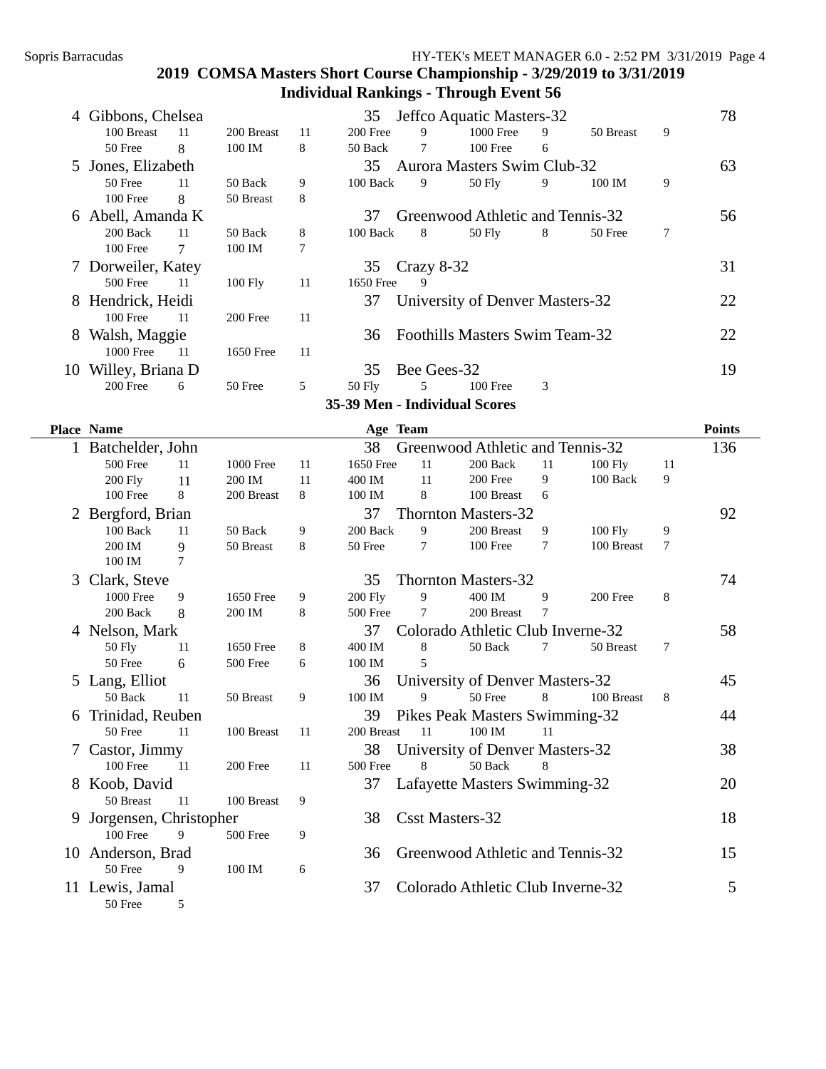## 2019 COMSA Masters Short Course Championship - 3/29/2019 to 3/31/2019

### Individual Rankings - Through Event 56

| Place | Name | Age | Team | Points |
|---|---|---|---|---|
| 4 | Gibbons, Chelsea | 35 | Jeffco Aquatic Masters-32 | 78 |
| | 100 Breast 11, 200 Breast 11, 200 Free 9, 1000 Free 9, 50 Breast 9, 50 Free 8, 100 IM 8, 50 Back 7, 100 Free 6 | | | |
| 5 | Jones, Elizabeth | 35 | Aurora Masters Swim Club-32 | 63 |
| | 50 Free 11, 50 Back 9, 100 Back 9, 50 Fly 9, 100 IM 9, 100 Free 8, 50 Breast 8 | | | |
| 6 | Abell, Amanda K | 37 | Greenwood Athletic and Tennis-32 | 56 |
| | 200 Back 11, 50 Back 8, 100 Back 8, 50 Fly 8, 50 Free 7, 100 Free 7, 100 IM 7 | | | |
| 7 | Dorweiler, Katey | 35 | Crazy 8-32 | 31 |
| | 500 Free 11, 100 Fly 11, 1650 Free 9 | | | |
| 8 | Hendrick, Heidi | 37 | University of Denver Masters-32 | 22 |
| | 100 Free 11, 200 Free 11 | | | |
| 8 | Walsh, Maggie | 36 | Foothills Masters Swim Team-32 | 22 |
| | 1000 Free 11, 1650 Free 11 | | | |
| 10 | Willey, Briana D | 35 | Bee Gees-32 | 19 |
| | 200 Free 6, 50 Free 5, 50 Fly 5, 100 Free 3 | | | |

### 35-39 Men - Individual Scores

| Place | Name | Age | Team | Points |
|---|---|---|---|---|
| 1 | Batchelder, John | 38 | Greenwood Athletic and Tennis-32 | 136 |
| | 500 Free 11, 1000 Free 11, 1650 Free 11, 200 Back 11, 100 Fly 11, 200 Fly 11, 200 IM 11, 400 IM 11, 200 Free 9, 100 Back 9, 100 Free 8, 200 Breast 8, 100 IM 8, 100 Breast 6 | | | |
| 2 | Bergford, Brian | 37 | Thornton Masters-32 | 92 |
| | 100 Back 11, 50 Back 9, 200 Back 9, 200 Breast 9, 100 Fly 9, 200 IM 9, 50 Breast 8, 50 Free 7, 100 Free 7, 100 Breast 7, 100 IM 7 | | | |
| 3 | Clark, Steve | 35 | Thornton Masters-32 | 74 |
| | 1000 Free 9, 1650 Free 9, 200 Fly 9, 400 IM 9, 200 Free 8, 200 Back 8, 200 IM 8, 500 Free 7, 200 Breast 7 | | | |
| 4 | Nelson, Mark | 37 | Colorado Athletic Club Inverne-32 | 58 |
| | 50 Fly 11, 1650 Free 8, 400 IM 8, 50 Back 7, 50 Breast 7, 50 Free 6, 500 Free 6, 100 IM 5 | | | |
| 5 | Lang, Elliot | 36 | University of Denver Masters-32 | 45 |
| | 50 Back 11, 50 Breast 9, 100 IM 9, 50 Free 8, 100 Breast 8 | | | |
| 6 | Trinidad, Reuben | 39 | Pikes Peak Masters Swimming-32 | 44 |
| | 50 Free 11, 100 Breast 11, 200 Breast 11, 100 IM 11 | | | |
| 7 | Castor, Jimmy | 38 | University of Denver Masters-32 | 38 |
| | 100 Free 11, 200 Free 11, 500 Free 8, 50 Back 8 | | | |
| 8 | Koob, David | 37 | Lafayette Masters Swimming-32 | 20 |
| | 50 Breast 11, 100 Breast 9 | | | |
| 9 | Jorgensen, Christopher | 38 | Csst Masters-32 | 18 |
| | 100 Free 9, 500 Free 9 | | | |
| 10 | Anderson, Brad | 36 | Greenwood Athletic and Tennis-32 | 15 |
| | 50 Free 9, 100 IM 6 | | | |
| 11 | Lewis, Jamal | 37 | Colorado Athletic Club Inverne-32 | 5 |
| | 50 Free 5 | | | |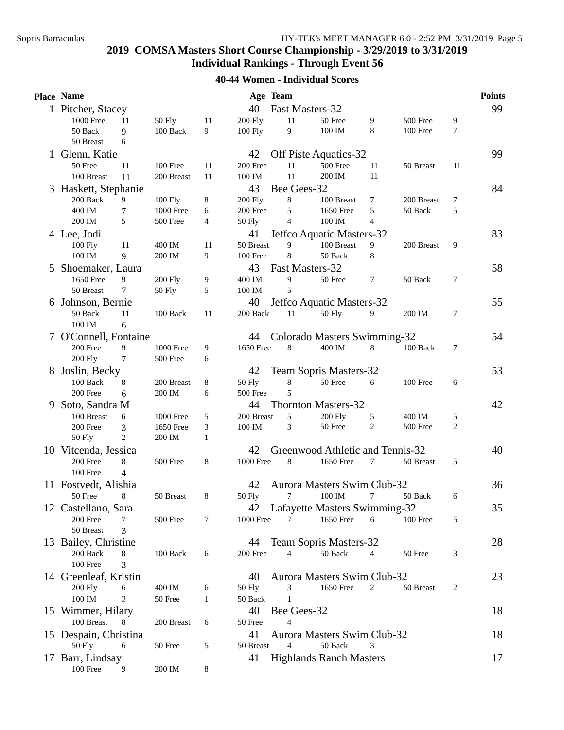# 2019 COMSA Masters Short Course Championship - 3/29/2019 to 3/31/2019

## Individual Rankings - Through Event 56

### 40-44 Women - Individual Scores

| Place | Name | Age | Team | Points |
|---|---|---|---|---|
| 1 | Pitcher, Stacey | 40 | Fast Masters-32 | 99 |
| | 1000 Free 11, 50 Fly 11, 200 Fly 11, 50 Free 9, 500 Free 9, 50 Back 9, 100 Back 9, 100 Fly 9, 100 IM 8, 100 Free 7, 50 Breast 6 | | | |
| 1 | Glenn, Katie | 42 | Off Piste Aquatics-32 | 99 |
| | 50 Free 11, 100 Free 11, 200 Free 11, 500 Free 11, 50 Breast 11, 100 Breast 11, 200 Breast 11, 100 IM 11, 200 IM 11 | | | |
| 3 | Haskett, Stephanie | 43 | Bee Gees-32 | 84 |
| | 200 Back 9, 100 Fly 8, 200 Fly 8, 100 Breast 7, 200 Breast 7, 400 IM 7, 1000 Free 6, 200 Free 5, 1650 Free 5, 50 Back 5, 200 IM 5, 500 Free 4, 50 Fly 4, 100 IM 4 | | | |
| 4 | Lee, Jodi | 41 | Jeffco Aquatic Masters-32 | 83 |
| | 100 Fly 11, 400 IM 11, 50 Breast 9, 100 Breast 9, 200 Breast 9, 100 IM 9, 200 IM 9, 100 Free 8, 50 Back 8 | | | |
| 5 | Shoemaker, Laura | 43 | Fast Masters-32 | 58 |
| | 1650 Free 9, 200 Fly 9, 400 IM 9, 50 Free 7, 50 Back 7, 50 Breast 7, 50 Fly 5, 100 IM 5 | | | |
| 6 | Johnson, Bernie | 40 | Jeffco Aquatic Masters-32 | 55 |
| | 50 Back 11, 100 Back 11, 200 Back 11, 50 Fly 9, 200 IM 7, 100 IM 6 | | | |
| 7 | O'Connell, Fontaine | 44 | Colorado Masters Swimming-32 | 54 |
| | 200 Free 9, 1000 Free 9, 1650 Free 8, 400 IM 8, 100 Back 7, 200 Fly 7, 500 Free 6 | | | |
| 8 | Joslin, Becky | 42 | Team Sopris Masters-32 | 53 |
| | 100 Back 8, 200 Breast 8, 50 Fly 8, 50 Free 6, 100 Free 6, 200 Free 6, 200 IM 6, 500 Free 5 | | | |
| 9 | Soto, Sandra M | 44 | Thornton Masters-32 | 42 |
| | 100 Breast 6, 1000 Free 5, 200 Breast 5, 200 Fly 5, 400 IM 5, 200 Free 3, 1650 Free 3, 100 IM 3, 50 Free 2, 500 Free 2, 50 Fly 2, 200 IM 1 | | | |
| 10 | Vitcenda, Jessica | 42 | Greenwood Athletic and Tennis-32 | 40 |
| | 200 Free 8, 500 Free 8, 1000 Free 8, 1650 Free 7, 50 Breast 5, 100 Free 4 | | | |
| 11 | Fostvedt, Alishia | 42 | Aurora Masters Swim Club-32 | 36 |
| | 50 Free 8, 50 Breast 8, 50 Fly 7, 100 IM 7, 50 Back 6 | | | |
| 12 | Castellano, Sara | 42 | Lafayette Masters Swimming-32 | 35 |
| | 200 Free 7, 500 Free 7, 1000 Free 7, 1650 Free 6, 100 Free 5, 50 Breast 3 | | | |
| 13 | Bailey, Christine | 44 | Team Sopris Masters-32 | 28 |
| | 200 Back 8, 100 Back 6, 200 Free 4, 50 Back 4, 50 Free 3, 100 Free 3 | | | |
| 14 | Greenleaf, Kristin | 40 | Aurora Masters Swim Club-32 | 23 |
| | 200 Fly 6, 400 IM 6, 50 Fly 3, 1650 Free 2, 50 Breast 2, 100 IM 2, 50 Free 1, 50 Back 1 | | | |
| 15 | Wimmer, Hilary | 40 | Bee Gees-32 | 18 |
| | 100 Breast 8, 200 Breast 6, 50 Free 4 | | | |
| 15 | Despain, Christina | 41 | Aurora Masters Swim Club-32 | 18 |
| | 50 Fly 6, 50 Free 5, 50 Breast 4, 50 Back 3 | | | |
| 17 | Barr, Lindsay | 41 | Highlands Ranch Masters | 17 |
| | 100 Free 9, 200 IM 8 | | | |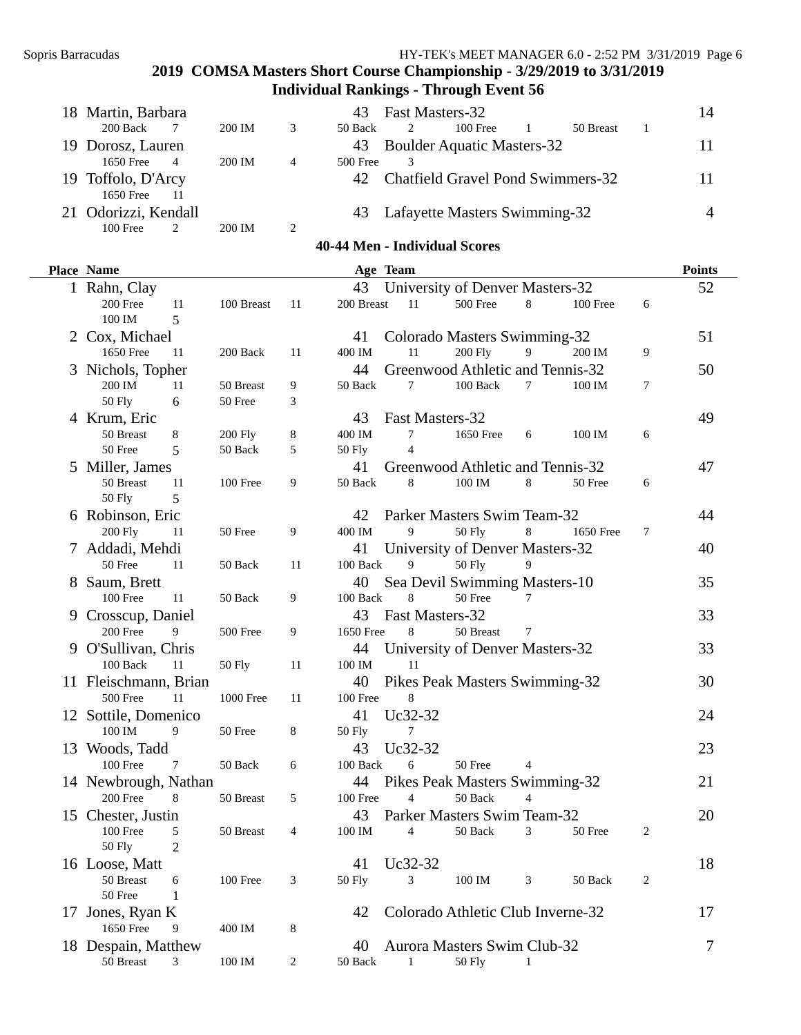## 2019 COMSA Masters Short Course Championship - 3/29/2019 to 3/31/2019

### Individual Rankings - Through Event 56

| Place | Name | Age | Team | Points |
|---|---|---|---|---|
| 18 | Martin, Barbara | 43 | Fast Masters-32 | 14 |
| | 200 Back 7, 200 IM 3, 50 Back 2, 100 Free 1, 50 Breast 1 | | | |
| 19 | Dorosz, Lauren | 43 | Boulder Aquatic Masters-32 | 11 |
| | 1650 Free 4, 200 IM 4, 500 Free 3 | | | |
| 19 | Toffolo, D'Arcy | 42 | Chatfield Gravel Pond Swimmers-32 | 11 |
| | 1650 Free 11 | | | |
| 21 | Odorizzi, Kendall | 43 | Lafayette Masters Swimming-32 | 4 |
| | 100 Free 2, 200 IM 2 | | | |

### 40-44 Men - Individual Scores

| Place | Name | Age | Team | Points |
|---|---|---|---|---|
| 1 | Rahn, Clay | 43 | University of Denver Masters-32 | 52 |
| | 200 Free 11, 100 Breast 11, 200 Breast 11, 500 Free 8, 100 Free 6, 100 IM 5 | | | |
| 2 | Cox, Michael | 41 | Colorado Masters Swimming-32 | 51 |
| | 1650 Free 11, 200 Back 11, 400 IM 11, 200 Fly 9, 200 IM 9 | | | |
| 3 | Nichols, Topher | 44 | Greenwood Athletic and Tennis-32 | 50 |
| | 200 IM 11, 50 Breast 9, 50 Back 7, 100 Back 7, 100 IM 7, 50 Fly 6, 50 Free 3 | | | |
| 4 | Krum, Eric | 43 | Fast Masters-32 | 49 |
| | 50 Breast 8, 200 Fly 8, 400 IM 7, 1650 Free 6, 100 IM 6, 50 Free 5, 50 Back 5, 50 Fly 4 | | | |
| 5 | Miller, James | 41 | Greenwood Athletic and Tennis-32 | 47 |
| | 50 Breast 11, 100 Free 9, 50 Back 8, 100 IM 8, 50 Free 6, 50 Fly 5 | | | |
| 6 | Robinson, Eric | 42 | Parker Masters Swim Team-32 | 44 |
| | 200 Fly 11, 50 Free 9, 400 IM 9, 50 Fly 8, 1650 Free 7 | | | |
| 7 | Addadi, Mehdi | 41 | University of Denver Masters-32 | 40 |
| | 50 Free 11, 50 Back 11, 100 Back 9, 50 Fly 9 | | | |
| 8 | Saum, Brett | 40 | Sea Devil Swimming Masters-10 | 35 |
| | 100 Free 11, 50 Back 9, 100 Back 8, 50 Free 7 | | | |
| 9 | Crosscup, Daniel | 43 | Fast Masters-32 | 33 |
| | 200 Free 9, 500 Free 9, 1650 Free 8, 50 Breast 7 | | | |
| 9 | O'Sullivan, Chris | 44 | University of Denver Masters-32 | 33 |
| | 100 Back 11, 50 Fly 11, 100 IM 11 | | | |
| 11 | Fleischmann, Brian | 40 | Pikes Peak Masters Swimming-32 | 30 |
| | 500 Free 11, 1000 Free 11, 100 Free 8 | | | |
| 12 | Sottile, Domenico | 41 | Uc32-32 | 24 |
| | 100 IM 9, 50 Free 8, 50 Fly 7 | | | |
| 13 | Woods, Tadd | 43 | Uc32-32 | 23 |
| | 100 Free 7, 50 Back 6, 100 Back 6, 50 Free 4 | | | |
| 14 | Newbrough, Nathan | 44 | Pikes Peak Masters Swimming-32 | 21 |
| | 200 Free 8, 50 Breast 5, 100 Free 4, 50 Back 4 | | | |
| 15 | Chester, Justin | 43 | Parker Masters Swim Team-32 | 20 |
| | 100 Free 5, 50 Breast 4, 100 IM 4, 50 Back 3, 50 Free 2, 50 Fly 2 | | | |
| 16 | Loose, Matt | 41 | Uc32-32 | 18 |
| | 50 Breast 6, 100 Free 3, 50 Fly 3, 100 IM 3, 50 Back 2, 50 Free 1 | | | |
| 17 | Jones, Ryan K | 42 | Colorado Athletic Club Inverne-32 | 17 |
| | 1650 Free 9, 400 IM 8 | | | |
| 18 | Despain, Matthew | 40 | Aurora Masters Swim Club-32 | 7 |
| | 50 Breast 3, 100 IM 2, 50 Back 1, 50 Fly 1 | | | |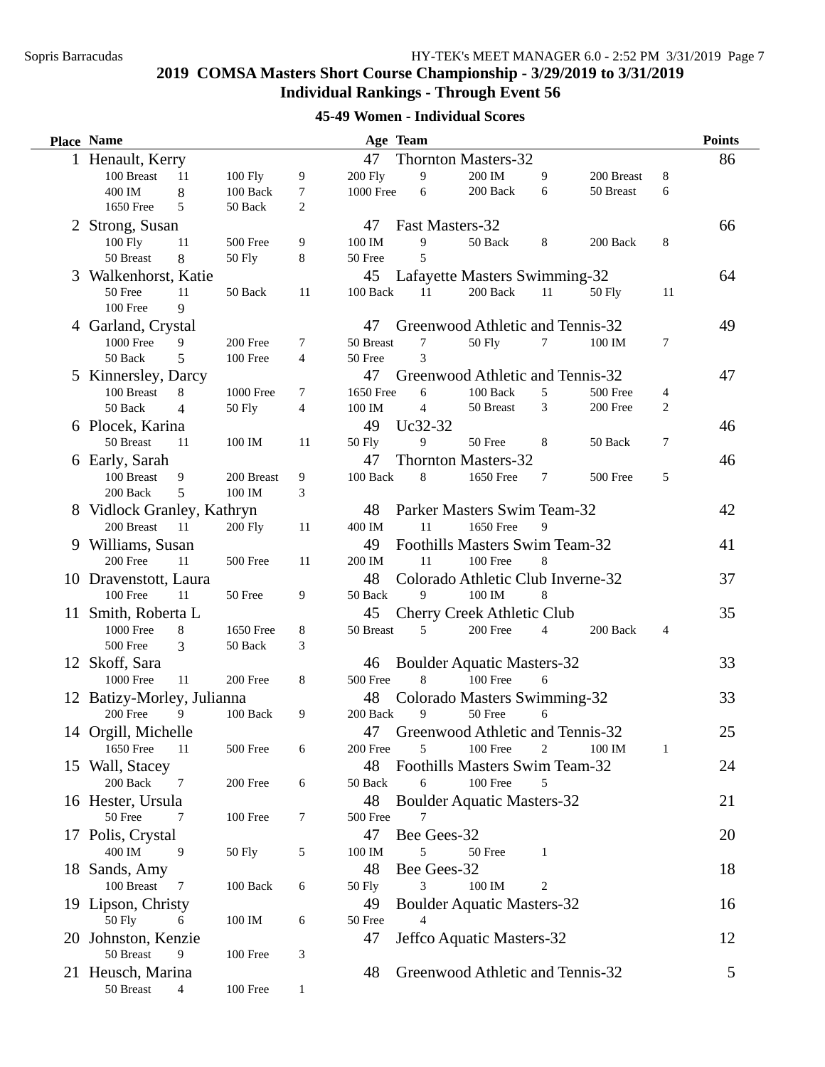## 2019 COMSA Masters Short Course Championship - 3/29/2019 to 3/31/2019
## Individual Rankings - Through Event 56

### 45-49 Women - Individual Scores

| Place | Name | Age | Team | Points |
|---|---|---|---|---|
| 1 | Henault, Kerry | 47 | Thornton Masters-32 | 86 |
| | 100 Breast 11, 100 Fly 9, 200 Fly 9, 200 IM 9, 200 Breast 8, 400 IM 8, 100 Back 7, 1000 Free 6, 200 Back 6, 50 Breast 6, 1650 Free 5, 50 Back 2 | | | |
| 2 | Strong, Susan | 47 | Fast Masters-32 | 66 |
| | 100 Fly 11, 500 Free 9, 100 IM 9, 50 Back 8, 200 Back 8, 50 Breast 8, 50 Fly 8, 50 Free 5 | | | |
| 3 | Walkenhorst, Katie | 45 | Lafayette Masters Swimming-32 | 64 |
| | 50 Free 11, 50 Back 11, 100 Back 11, 200 Back 11, 50 Fly 11, 100 Free 9 | | | |
| 4 | Garland, Crystal | 47 | Greenwood Athletic and Tennis-32 | 49 |
| | 1000 Free 9, 200 Free 7, 50 Breast 7, 50 Fly 7, 100 IM 7, 50 Back 5, 100 Free 4, 50 Free 3 | | | |
| 5 | Kinnersley, Darcy | 47 | Greenwood Athletic and Tennis-32 | 47 |
| | 100 Breast 8, 1000 Free 7, 1650 Free 6, 100 Back 5, 500 Free 4, 50 Back 4, 50 Fly 4, 100 IM 4, 50 Breast 3, 200 Free 2 | | | |
| 6 | Plocek, Karina | 49 | Uc32-32 | 46 |
| | 50 Breast 11, 100 IM 11, 50 Fly 9, 50 Free 8, 50 Back 7 | | | |
| 6 | Early, Sarah | 47 | Thornton Masters-32 | 46 |
| | 100 Breast 9, 200 Breast 9, 100 Back 8, 1650 Free 7, 500 Free 5, 200 Back 5, 100 IM 3 | | | |
| 8 | Vidlock Granley, Kathryn | 48 | Parker Masters Swim Team-32 | 42 |
| | 200 Breast 11, 200 Fly 11, 400 IM 11, 1650 Free 9 | | | |
| 9 | Williams, Susan | 49 | Foothills Masters Swim Team-32 | 41 |
| | 200 Free 11, 500 Free 11, 200 IM 11, 100 Free 8 | | | |
| 10 | Dravenstott, Laura | 48 | Colorado Athletic Club Inverne-32 | 37 |
| | 100 Free 11, 50 Free 9, 50 Back 9, 100 IM 8 | | | |
| 11 | Smith, Roberta L | 45 | Cherry Creek Athletic Club | 35 |
| | 1000 Free 8, 1650 Free 8, 50 Breast 5, 200 Free 4, 200 Back 4, 500 Free 3, 50 Back 3 | | | |
| 12 | Skoff, Sara | 46 | Boulder Aquatic Masters-32 | 33 |
| | 1000 Free 11, 200 Free 8, 500 Free 8, 100 Free 6 | | | |
| 12 | Batizy-Morley, Julianna | 48 | Colorado Masters Swimming-32 | 33 |
| | 200 Free 9, 100 Back 9, 200 Back 9, 50 Free 6 | | | |
| 14 | Orgill, Michelle | 47 | Greenwood Athletic and Tennis-32 | 25 |
| | 1650 Free 11, 500 Free 6, 200 Free 5, 100 Free 2, 100 IM 1 | | | |
| 15 | Wall, Stacey | 48 | Foothills Masters Swim Team-32 | 24 |
| | 200 Back 7, 200 Free 6, 50 Back 6, 100 Free 5 | | | |
| 16 | Hester, Ursula | 48 | Boulder Aquatic Masters-32 | 21 |
| | 50 Free 7, 100 Free 7, 500 Free 7 | | | |
| 17 | Polis, Crystal | 47 | Bee Gees-32 | 20 |
| | 400 IM 9, 50 Fly 5, 100 IM 5, 50 Free 1 | | | |
| 18 | Sands, Amy | 48 | Bee Gees-32 | 18 |
| | 100 Breast 7, 100 Back 6, 50 Fly 3, 100 IM 2 | | | |
| 19 | Lipson, Christy | 49 | Boulder Aquatic Masters-32 | 16 |
| | 50 Fly 6, 100 IM 6, 50 Free 4 | | | |
| 20 | Johnston, Kenzie | 47 | Jeffco Aquatic Masters-32 | 12 |
| | 50 Breast 9, 100 Free 3 | | | |
| 21 | Heusch, Marina | 48 | Greenwood Athletic and Tennis-32 | 5 |
| | 50 Breast 4, 100 Free 1 | | | |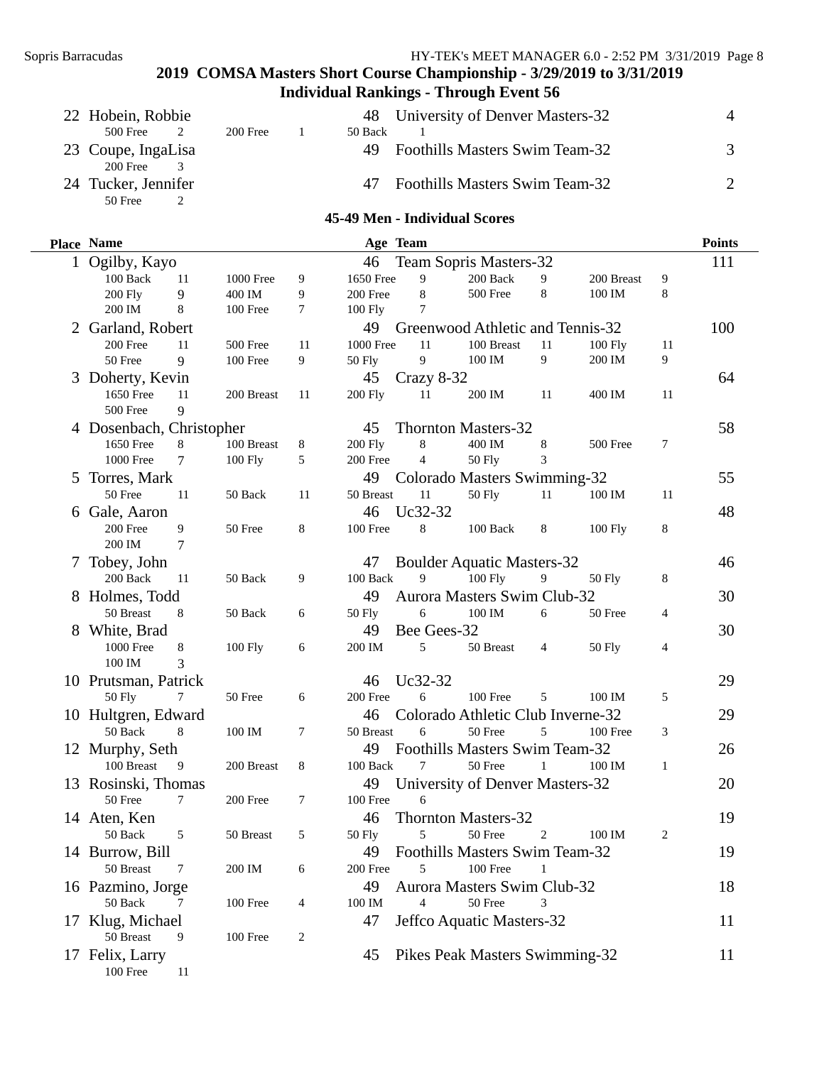## 2019 COMSA Masters Short Course Championship - 3/29/2019 to 3/31/2019

### Individual Rankings - Through Event 56

| Place | Name | Age | Team | Points |
|---|---|---|---|---|
| 22 | Hobein, Robbie | 48 | University of Denver Masters-32 | 4 |
| | 500 Free 2, 200 Free 1, 50 Back 1 | | | |
| 23 | Coupe, IngaLisa | 49 | Foothills Masters Swim Team-32 | 3 |
| | 200 Free 3 | | | |
| 24 | Tucker, Jennifer | 47 | Foothills Masters Swim Team-32 | 2 |
| | 50 Free 2 | | | |

### 45-49 Men - Individual Scores

| Place | Name | Age | Team | Points |
|---|---|---|---|---|
| 1 | Ogilby, Kayo | 46 | Team Sopris Masters-32 | 111 |
| | 100 Back 11, 1000 Free 9, 1650 Free 9, 200 Back 9, 200 Breast 9, 200 Fly 9, 400 IM 9, 200 Free 8, 500 Free 8, 100 IM 8, 200 IM 8, 100 Free 7, 100 Fly 7 | | | |
| 2 | Garland, Robert | 49 | Greenwood Athletic and Tennis-32 | 100 |
| | 200 Free 11, 500 Free 11, 1000 Free 11, 100 Breast 11, 100 Fly 11, 50 Free 9, 100 Free 9, 50 Fly 9, 100 IM 9, 200 IM 9 | | | |
| 3 | Doherty, Kevin | 45 | Crazy 8-32 | 64 |
| | 1650 Free 11, 200 Breast 11, 200 Fly 11, 200 IM 11, 400 IM 11, 500 Free 9 | | | |
| 4 | Dosenbach, Christopher | 45 | Thornton Masters-32 | 58 |
| | 1650 Free 8, 100 Breast 8, 200 Fly 8, 400 IM 8, 500 Free 7, 1000 Free 7, 100 Fly 5, 200 Free 4, 50 Fly 3 | | | |
| 5 | Torres, Mark | 49 | Colorado Masters Swimming-32 | 55 |
| | 50 Free 11, 50 Back 11, 50 Breast 11, 50 Fly 11, 100 IM 11 | | | |
| 6 | Gale, Aaron | 46 | Uc32-32 | 48 |
| | 200 Free 9, 50 Free 8, 100 Free 8, 100 Back 8, 100 Fly 8, 200 IM 7 | | | |
| 7 | Tobey, John | 47 | Boulder Aquatic Masters-32 | 46 |
| | 200 Back 11, 50 Back 9, 100 Back 9, 100 Fly 9, 50 Fly 8 | | | |
| 8 | Holmes, Todd | 49 | Aurora Masters Swim Club-32 | 30 |
| | 50 Breast 8, 50 Back 6, 50 Fly 6, 100 IM 6, 50 Free 4 | | | |
| 8 | White, Brad | 49 | Bee Gees-32 | 30 |
| | 1000 Free 8, 100 Fly 6, 200 IM 5, 50 Breast 4, 50 Fly 4, 100 IM 3 | | | |
| 10 | Prutsman, Patrick | 46 | Uc32-32 | 29 |
| | 50 Fly 7, 50 Free 6, 200 Free 6, 100 Free 5, 100 IM 5 | | | |
| 10 | Hultgren, Edward | 46 | Colorado Athletic Club Inverne-32 | 29 |
| | 50 Back 8, 100 IM 7, 50 Breast 6, 50 Free 5, 100 Free 3 | | | |
| 12 | Murphy, Seth | 49 | Foothills Masters Swim Team-32 | 26 |
| | 100 Breast 9, 200 Breast 8, 100 Back 7, 50 Free 1, 100 IM 1 | | | |
| 13 | Rosinski, Thomas | 49 | University of Denver Masters-32 | 20 |
| | 50 Free 7, 200 Free 7, 100 Free 6 | | | |
| 14 | Aten, Ken | 46 | Thornton Masters-32 | 19 |
| | 50 Back 5, 50 Breast 5, 50 Fly 5, 50 Free 2, 100 IM 2 | | | |
| 14 | Burrow, Bill | 49 | Foothills Masters Swim Team-32 | 19 |
| | 50 Breast 7, 200 IM 6, 200 Free 5, 100 Free 1 | | | |
| 16 | Pazmino, Jorge | 49 | Aurora Masters Swim Club-32 | 18 |
| | 50 Back 7, 100 Free 4, 100 IM 4, 50 Free 3 | | | |
| 17 | Klug, Michael | 47 | Jeffco Aquatic Masters-32 | 11 |
| | 50 Breast 9, 100 Free 2 | | | |
| 17 | Felix, Larry | 45 | Pikes Peak Masters Swimming-32 | 11 |
| | 100 Free 11 | | | |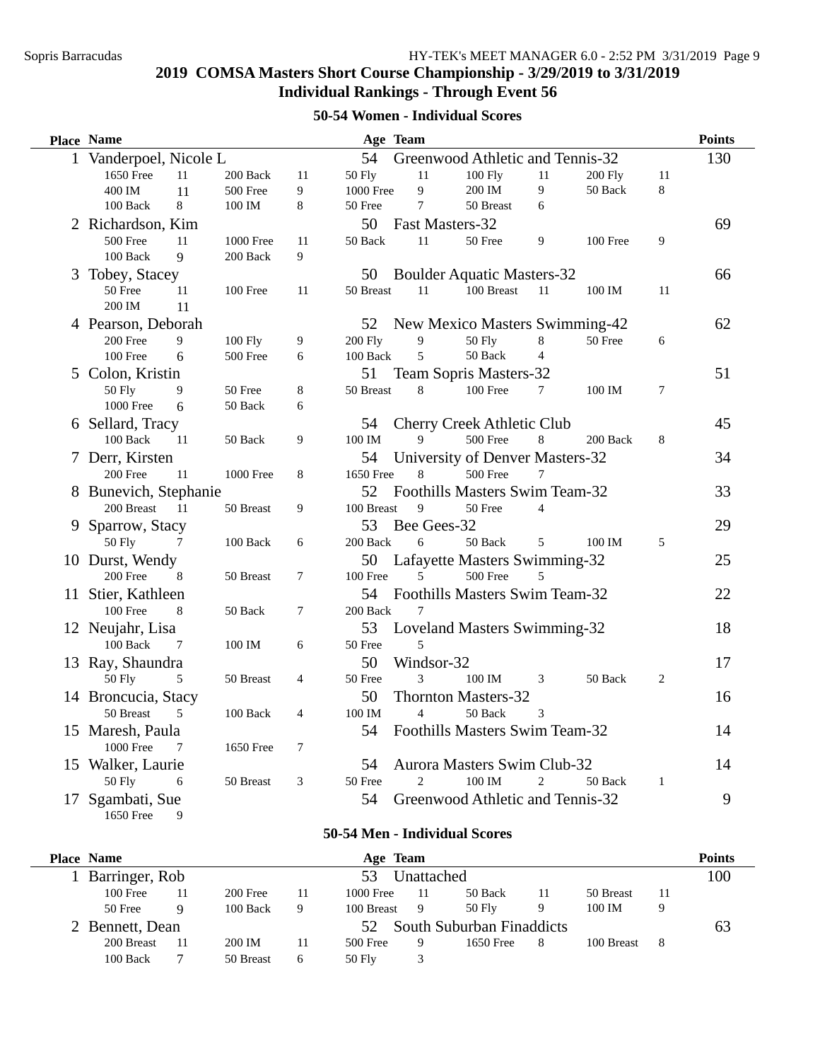## 2019 COMSA Masters Short Course Championship - 3/29/2019 to 3/31/2019

## Individual Rankings - Through Event 56

### 50-54 Women - Individual Scores

| Place | Name | Age | Team | Points |
|---|---|---|---|---|
| 1 | Vanderpoel, Nicole L | 54 | Greenwood Athletic and Tennis-32 | 130 |
| | 1650 Free 11, 200 Back 11, 50 Fly 11, 100 Fly 11, 200 Fly 11, 400 IM 11, 500 Free 9, 1000 Free 9, 200 IM 9, 50 Back 8, 100 Back 8, 100 IM 8, 50 Free 7, 50 Breast 6 | | | |
| 2 | Richardson, Kim | 50 | Fast Masters-32 | 69 |
| | 500 Free 11, 1000 Free 11, 50 Back 11, 50 Free 9, 100 Free 9, 100 Back 9, 200 Back 9 | | | |
| 3 | Tobey, Stacey | 50 | Boulder Aquatic Masters-32 | 66 |
| | 50 Free 11, 100 Free 11, 50 Breast 11, 100 Breast 11, 100 IM 11, 200 IM 11 | | | |
| 4 | Pearson, Deborah | 52 | New Mexico Masters Swimming-42 | 62 |
| | 200 Free 9, 100 Fly 9, 200 Fly 9, 50 Fly 8, 50 Free 6, 100 Free 6, 500 Free 6, 100 Back 5, 50 Back 4 | | | |
| 5 | Colon, Kristin | 51 | Team Sopris Masters-32 | 51 |
| | 50 Fly 9, 50 Free 8, 50 Breast 8, 100 Free 7, 100 IM 7, 1000 Free 6, 50 Back 6 | | | |
| 6 | Sellard, Tracy | 54 | Cherry Creek Athletic Club | 45 |
| | 100 Back 11, 50 Back 9, 100 IM 9, 500 Free 8, 200 Back 8 | | | |
| 7 | Derr, Kirsten | 54 | University of Denver Masters-32 | 34 |
| | 200 Free 11, 1000 Free 8, 1650 Free 8, 500 Free 7 | | | |
| 8 | Bunevich, Stephanie | 52 | Foothills Masters Swim Team-32 | 33 |
| | 200 Breast 11, 50 Breast 9, 100 Breast 9, 50 Free 4 | | | |
| 9 | Sparrow, Stacy | 53 | Bee Gees-32 | 29 |
| | 50 Fly 7, 100 Back 6, 200 Back 6, 50 Back 5, 100 IM 5 | | | |
| 10 | Durst, Wendy | 50 | Lafayette Masters Swimming-32 | 25 |
| | 200 Free 8, 50 Breast 7, 100 Free 5, 500 Free 5 | | | |
| 11 | Stier, Kathleen | 54 | Foothills Masters Swim Team-32 | 22 |
| | 100 Free 8, 50 Back 7, 200 Back 7 | | | |
| 12 | Neujahr, Lisa | 53 | Loveland Masters Swimming-32 | 18 |
| | 100 Back 7, 100 IM 6, 50 Free 5 | | | |
| 13 | Ray, Shaundra | 50 | Windsor-32 | 17 |
| | 50 Fly 5, 50 Breast 4, 50 Free 3, 100 IM 3, 50 Back 2 | | | |
| 14 | Broncucia, Stacy | 50 | Thornton Masters-32 | 16 |
| | 50 Breast 5, 100 Back 4, 100 IM 4, 50 Back 3 | | | |
| 15 | Maresh, Paula | 54 | Foothills Masters Swim Team-32 | 14 |
| | 1000 Free 7, 1650 Free 7 | | | |
| 15 | Walker, Laurie | 54 | Aurora Masters Swim Club-32 | 14 |
| | 50 Fly 6, 50 Breast 3, 50 Free 2, 100 IM 2, 50 Back 1 | | | |
| 17 | Sgambati, Sue | 54 | Greenwood Athletic and Tennis-32 | 9 |
| | 1650 Free 9 | | | |

### 50-54 Men - Individual Scores

| Place | Name | Age | Team | Points |
|---|---|---|---|---|
| 1 | Barringer, Rob | 53 | Unattached | 100 |
| | 100 Free 11, 200 Free 11, 1000 Free 11, 50 Back 11, 50 Breast 11, 50 Free 9, 100 Back 9, 100 Breast 9, 50 Fly 9, 100 IM 9 | | | |
| 2 | Bennett, Dean | 52 | South Suburban Finaddicts | 63 |
| | 200 Breast 11, 200 IM 11, 500 Free 9, 1650 Free 8, 100 Breast 8, 100 Back 7, 50 Breast 6, 50 Fly 3 | | | |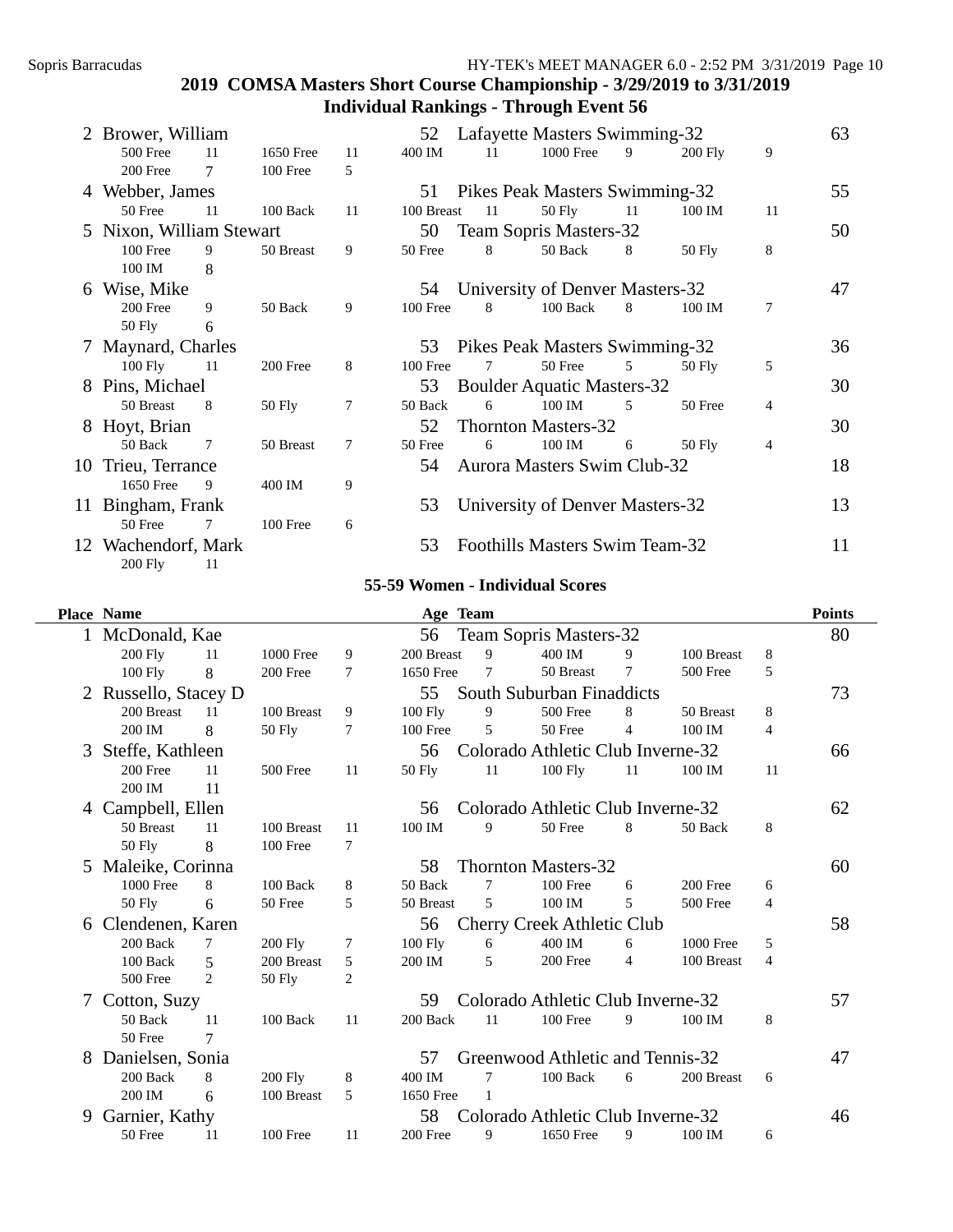# 2019 COMSA Masters Short Course Championship - 3/29/2019 to 3/31/2019

## Individual Rankings - Through Event 56

| Place | Name | Age | Team | Points |
|---|---|---|---|---|
| 2 | Brower, William | 52 | Lafayette Masters Swimming-32 | 63 |
| | 500 Free 11, 1650 Free 11, 400 IM 11, 1000 Free 9, 200 Fly 9, 200 Free 7, 100 Free 5 | | | |
| 4 | Webber, James | 51 | Pikes Peak Masters Swimming-32 | 55 |
| | 50 Free 11, 100 Back 11, 100 Breast 11, 50 Fly 11, 100 IM 11 | | | |
| 5 | Nixon, William Stewart | 50 | Team Sopris Masters-32 | 50 |
| | 100 Free 9, 50 Breast 9, 50 Free 8, 50 Back 8, 50 Fly 8, 100 IM 8 | | | |
| 6 | Wise, Mike | 54 | University of Denver Masters-32 | 47 |
| | 200 Free 9, 50 Back 9, 100 Free 8, 100 Back 8, 100 IM 7, 50 Fly 6 | | | |
| 7 | Maynard, Charles | 53 | Pikes Peak Masters Swimming-32 | 36 |
| | 100 Fly 11, 200 Free 8, 100 Free 7, 50 Free 5, 50 Fly 5 | | | |
| 8 | Pins, Michael | 53 | Boulder Aquatic Masters-32 | 30 |
| | 50 Breast 8, 50 Fly 7, 50 Back 6, 100 IM 5, 50 Free 4 | | | |
| 8 | Hoyt, Brian | 52 | Thornton Masters-32 | 30 |
| | 50 Back 7, 50 Breast 7, 50 Free 6, 100 IM 6, 50 Fly 4 | | | |
| 10 | Trieu, Terrance | 54 | Aurora Masters Swim Club-32 | 18 |
| | 1650 Free 9, 400 IM 9 | | | |
| 11 | Bingham, Frank | 53 | University of Denver Masters-32 | 13 |
| | 50 Free 7, 100 Free 6 | | | |
| 12 | Wachendorf, Mark | 53 | Foothills Masters Swim Team-32 | 11 |
| | 200 Fly 11 | | | |

### 55-59 Women - Individual Scores

| Place | Name | Age | Team | Points |
|---|---|---|---|---|
| 1 | McDonald, Kae | 56 | Team Sopris Masters-32 | 80 |
| | 200 Fly 11, 1000 Free 9, 200 Breast 9, 400 IM 9, 100 Breast 8, 100 Fly 8, 200 Free 7, 1650 Free 7, 50 Breast 7, 500 Free 5 | | | |
| 2 | Russello, Stacey D | 55 | South Suburban Finaddicts | 73 |
| | 200 Breast 11, 100 Breast 9, 100 Fly 9, 500 Free 8, 50 Breast 8, 200 IM 8, 50 Fly 7, 100 Free 5, 50 Free 4, 100 IM 4 | | | |
| 3 | Steffe, Kathleen | 56 | Colorado Athletic Club Inverne-32 | 66 |
| | 200 Free 11, 500 Free 11, 50 Fly 11, 100 Fly 11, 100 IM 11, 200 IM 11 | | | |
| 4 | Campbell, Ellen | 56 | Colorado Athletic Club Inverne-32 | 62 |
| | 50 Breast 11, 100 Breast 11, 100 IM 9, 50 Free 8, 50 Back 8, 50 Fly 8, 100 Free 7 | | | |
| 5 | Maleike, Corinna | 58 | Thornton Masters-32 | 60 |
| | 1000 Free 8, 100 Back 8, 50 Back 7, 100 Free 6, 200 Free 6, 50 Fly 6, 50 Free 5, 50 Breast 5, 100 IM 5, 500 Free 4 | | | |
| 6 | Clendenen, Karen | 56 | Cherry Creek Athletic Club | 58 |
| | 200 Back 7, 200 Fly 7, 100 Fly 6, 400 IM 6, 1000 Free 5, 100 Back 5, 200 Breast 5, 200 IM 5, 200 Free 4, 100 Breast 4, 500 Free 2, 50 Fly 2 | | | |
| 7 | Cotton, Suzy | 59 | Colorado Athletic Club Inverne-32 | 57 |
| | 50 Back 11, 100 Back 11, 200 Back 11, 100 Free 9, 100 IM 8, 50 Free 7 | | | |
| 8 | Danielsen, Sonia | 57 | Greenwood Athletic and Tennis-32 | 47 |
| | 200 Back 8, 200 Fly 8, 400 IM 7, 100 Back 6, 200 Breast 6, 200 IM 6, 100 Breast 5, 1650 Free 1 | | | |
| 9 | Garnier, Kathy | 58 | Colorado Athletic Club Inverne-32 | 46 |
| | 50 Free 11, 100 Free 11, 200 Free 9, 1650 Free 9, 100 IM 6 | | | |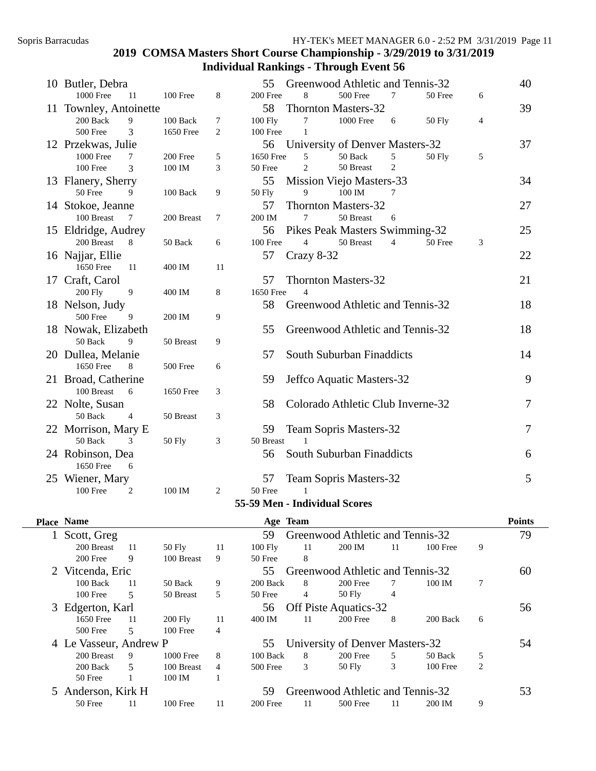## 2019 COMSA Masters Short Course Championship - 3/29/2019 to 3/31/2019

### Individual Rankings - Through Event 56

| Place | Name | Age | Team | Points |
|---|---|---|---|---|
| 10 | Butler, Debra | 55 | Greenwood Athletic and Tennis-32 | 40 |
| | 1000 Free 11, 100 Free 8, 200 Free 8, 500 Free 7, 50 Free 6 | | | |
| 11 | Townley, Antoinette | 58 | Thornton Masters-32 | 39 |
| | 200 Back 9, 100 Back 7, 100 Fly 7, 1000 Free 6, 50 Fly 4, 500 Free 3, 1650 Free 2, 100 Free 1 | | | |
| 12 | Przekwas, Julie | 56 | University of Denver Masters-32 | 37 |
| | 1000 Free 7, 200 Free 5, 1650 Free 5, 50 Back 5, 50 Fly 5, 100 Free 3, 100 IM 3, 50 Free 2, 50 Breast 2 | | | |
| 13 | Flanery, Sherry | 55 | Mission Viejo Masters-33 | 34 |
| | 50 Free 9, 100 Back 9, 50 Fly 9, 100 IM 7 | | | |
| 14 | Stokoe, Jeanne | 57 | Thornton Masters-32 | 27 |
| | 100 Breast 7, 200 Breast 7, 200 IM 7, 50 Breast 6 | | | |
| 15 | Eldridge, Audrey | 56 | Pikes Peak Masters Swimming-32 | 25 |
| | 200 Breast 8, 50 Back 6, 100 Free 4, 50 Breast 4, 50 Free 3 | | | |
| 16 | Najjar, Ellie | 57 | Crazy 8-32 | 22 |
| | 1650 Free 11, 400 IM 11 | | | |
| 17 | Craft, Carol | 57 | Thornton Masters-32 | 21 |
| | 200 Fly 9, 400 IM 8, 1650 Free 4 | | | |
| 18 | Nelson, Judy | 58 | Greenwood Athletic and Tennis-32 | 18 |
| | 500 Free 9, 200 IM 9 | | | |
| 18 | Nowak, Elizabeth | 55 | Greenwood Athletic and Tennis-32 | 18 |
| | 50 Back 9, 50 Breast 9 | | | |
| 20 | Dullea, Melanie | 57 | South Suburban Finaddicts | 14 |
| | 1650 Free 8, 500 Free 6 | | | |
| 21 | Broad, Catherine | 59 | Jeffco Aquatic Masters-32 | 9 |
| | 100 Breast 6, 1650 Free 3 | | | |
| 22 | Nolte, Susan | 58 | Colorado Athletic Club Inverne-32 | 7 |
| | 50 Back 4, 50 Breast 3 | | | |
| 22 | Morrison, Mary E | 59 | Team Sopris Masters-32 | 7 |
| | 50 Back 3, 50 Fly 3, 50 Breast 1 | | | |
| 24 | Robinson, Dea | 56 | South Suburban Finaddicts | 6 |
| | 1650 Free 6 | | | |
| 25 | Wiener, Mary | 57 | Team Sopris Masters-32 | 5 |
| | 100 Free 2, 100 IM 2, 50 Free 1 | | | |

### 55-59 Men - Individual Scores

| Place | Name | Age | Team | Points |
|---|---|---|---|---|
| 1 | Scott, Greg | 59 | Greenwood Athletic and Tennis-32 | 79 |
| | 200 Breast 11, 50 Fly 11, 100 Fly 11, 200 IM 11, 100 Free 9, 200 Free 9, 100 Breast 9, 50 Free 8 | | | |
| 2 | Vitcenda, Eric | 55 | Greenwood Athletic and Tennis-32 | 60 |
| | 100 Back 11, 50 Back 9, 200 Back 8, 200 Free 7, 100 IM 7, 100 Free 5, 50 Breast 5, 50 Free 4, 50 Fly 4 | | | |
| 3 | Edgerton, Karl | 56 | Off Piste Aquatics-32 | 56 |
| | 1650 Free 11, 200 Fly 11, 400 IM 11, 200 Free 8, 200 Back 6, 500 Free 5, 100 Free 4 | | | |
| 4 | Le Vasseur, Andrew P | 55 | University of Denver Masters-32 | 54 |
| | 200 Breast 9, 1000 Free 8, 100 Back 8, 200 Free 5, 50 Back 5, 200 Back 5, 100 Breast 4, 500 Free 3, 50 Fly 3, 100 Free 2, 50 Free 1, 100 IM 1 | | | |
| 5 | Anderson, Kirk H | 59 | Greenwood Athletic and Tennis-32 | 53 |
| | 50 Free 11, 100 Free 11, 200 Free 11, 500 Free 11, 200 IM 9 | | | |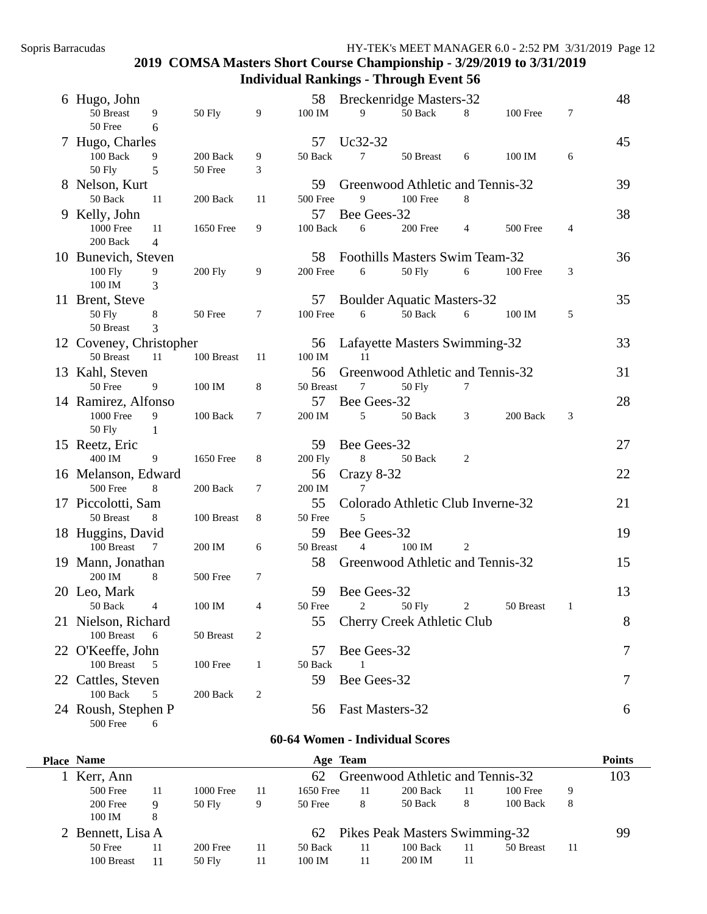## 2019 COMSA Masters Short Course Championship - 3/29/2019 to 3/31/2019

### Individual Rankings - Through Event 56

| Place | Name | Age | Team | Points |
|---|---|---|---|---|
| 6 | Hugo, John | 58 | Breckenridge Masters-32 | 48 |
| | 50 Breast 9, 50 Fly 9, 100 IM 9, 50 Back 8, 100 Free 7, 50 Free 6 | | | |
| 7 | Hugo, Charles | 57 | Uc32-32 | 45 |
| | 100 Back 9, 200 Back 9, 50 Back 7, 50 Breast 6, 100 IM 6, 50 Fly 5, 50 Free 3 | | | |
| 8 | Nelson, Kurt | 59 | Greenwood Athletic and Tennis-32 | 39 |
| | 50 Back 11, 200 Back 11, 500 Free 9, 100 Free 8 | | | |
| 9 | Kelly, John | 57 | Bee Gees-32 | 38 |
| | 1000 Free 11, 1650 Free 9, 100 Back 6, 200 Free 4, 500 Free 4, 200 Back 4 | | | |
| 10 | Bunevich, Steven | 58 | Foothills Masters Swim Team-32 | 36 |
| | 100 Fly 9, 200 Fly 9, 200 Free 6, 50 Fly 6, 100 Free 3, 100 IM 3 | | | |
| 11 | Brent, Steve | 57 | Boulder Aquatic Masters-32 | 35 |
| | 50 Fly 8, 50 Free 7, 100 Free 6, 50 Back 6, 100 IM 5, 50 Breast 3 | | | |
| 12 | Coveney, Christopher | 56 | Lafayette Masters Swimming-32 | 33 |
| | 50 Breast 11, 100 Breast 11, 100 IM 11 | | | |
| 13 | Kahl, Steven | 56 | Greenwood Athletic and Tennis-32 | 31 |
| | 50 Free 9, 100 IM 8, 50 Breast 7, 50 Fly 7 | | | |
| 14 | Ramirez, Alfonso | 57 | Bee Gees-32 | 28 |
| | 1000 Free 9, 100 Back 7, 200 IM 5, 50 Back 3, 200 Back 3, 50 Fly 1 | | | |
| 15 | Reetz, Eric | 59 | Bee Gees-32 | 27 |
| | 400 IM 9, 1650 Free 8, 200 Fly 8, 50 Back 2 | | | |
| 16 | Melanson, Edward | 56 | Crazy 8-32 | 22 |
| | 500 Free 8, 200 Back 7, 200 IM 7 | | | |
| 17 | Piccolotti, Sam | 55 | Colorado Athletic Club Inverne-32 | 21 |
| | 50 Breast 8, 100 Breast 8, 50 Free 5 | | | |
| 18 | Huggins, David | 59 | Bee Gees-32 | 19 |
| | 100 Breast 7, 200 IM 6, 50 Breast 4, 100 IM 2 | | | |
| 19 | Mann, Jonathan | 58 | Greenwood Athletic and Tennis-32 | 15 |
| | 200 IM 8, 500 Free 7 | | | |
| 20 | Leo, Mark | 59 | Bee Gees-32 | 13 |
| | 50 Back 4, 100 IM 4, 50 Free 2, 50 Fly 2, 50 Breast 1 | | | |
| 21 | Nielson, Richard | 55 | Cherry Creek Athletic Club | 8 |
| | 100 Breast 6, 50 Breast 2 | | | |
| 22 | O'Keeffe, John | 57 | Bee Gees-32 | 7 |
| | 100 Breast 5, 100 Free 1, 50 Back 1 | | | |
| 22 | Cattles, Steven | 59 | Bee Gees-32 | 7 |
| | 100 Back 5, 200 Back 2 | | | |
| 24 | Roush, Stephen P | 56 | Fast Masters-32 | 6 |
| | 500 Free 6 | | | |

### 60-64 Women - Individual Scores

| Place | Name | Age | Team | Points |
|---|---|---|---|---|
| 1 | Kerr, Ann | 62 | Greenwood Athletic and Tennis-32 | 103 |
| | 500 Free 11, 1000 Free 11, 1650 Free 11, 200 Back 11, 100 Free 9, 200 Free 9, 50 Fly 9, 50 Free 8, 50 Back 8, 100 Back 8, 100 IM 8 | | | |
| 2 | Bennett, Lisa A | 62 | Pikes Peak Masters Swimming-32 | 99 |
| | 50 Free 11, 200 Free 11, 50 Back 11, 100 Back 11, 50 Breast 11, 100 Breast 11, 50 Fly 11, 100 IM 11, 200 IM 11 | | | |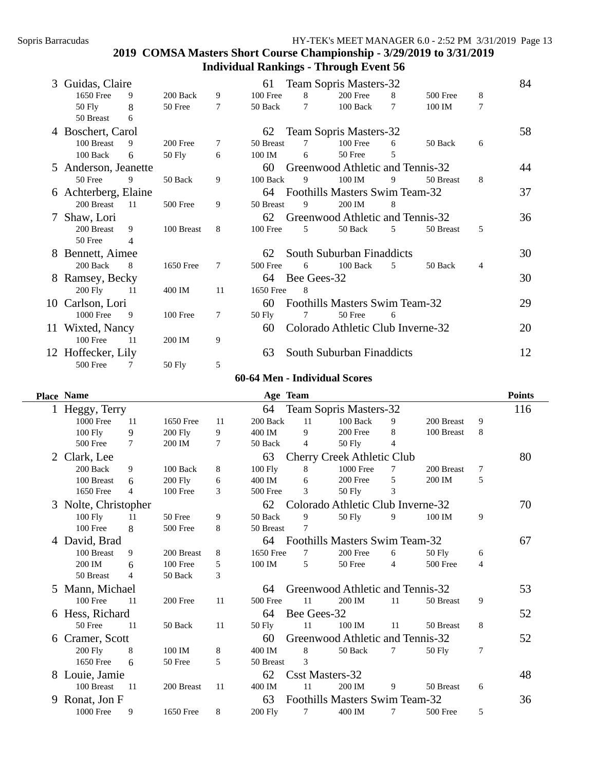## 2019 COMSA Masters Short Course Championship - 3/29/2019 to 3/31/2019
## Individual Rankings - Through Event 56

| Place | Name | Age | Team | Points |
|---|---|---|---|---|
| 3 | Guidas, Claire | 61 | Team Sopris Masters-32 | 84 |
| | 1650 Free 9, 200 Back 9, 100 Free 8, 200 Free 8, 500 Free 8, 50 Fly 8, 50 Free 7, 50 Back 7, 100 Back 7, 100 IM 7, 50 Breast 6 | | | |
| 4 | Boschert, Carol | 62 | Team Sopris Masters-32 | 58 |
| | 100 Breast 9, 200 Free 7, 50 Breast 7, 100 Free 6, 50 Back 6, 100 Back 6, 50 Fly 6, 100 IM 6, 50 Free 5 | | | |
| 5 | Anderson, Jeanette | 60 | Greenwood Athletic and Tennis-32 | 44 |
| | 50 Free 9, 50 Back 9, 100 Back 9, 100 IM 9, 50 Breast 8 | | | |
| 6 | Achterberg, Elaine | 64 | Foothills Masters Swim Team-32 | 37 |
| | 200 Breast 11, 500 Free 9, 50 Breast 9, 200 IM 8 | | | |
| 7 | Shaw, Lori | 62 | Greenwood Athletic and Tennis-32 | 36 |
| | 200 Breast 9, 100 Breast 8, 100 Free 5, 50 Back 5, 50 Breast 5, 50 Free 4 | | | |
| 8 | Bennett, Aimee | 62 | South Suburban Finaddicts | 30 |
| | 200 Back 8, 1650 Free 7, 500 Free 6, 100 Back 5, 50 Back 4 | | | |
| 8 | Ramsey, Becky | 64 | Bee Gees-32 | 30 |
| | 200 Fly 11, 400 IM 11, 1650 Free 8 | | | |
| 10 | Carlson, Lori | 60 | Foothills Masters Swim Team-32 | 29 |
| | 1000 Free 9, 100 Free 7, 50 Fly 7, 50 Free 6 | | | |
| 11 | Wixted, Nancy | 60 | Colorado Athletic Club Inverne-32 | 20 |
| | 100 Free 11, 200 IM 9 | | | |
| 12 | Hoffecker, Lily | 63 | South Suburban Finaddicts | 12 |
| | 500 Free 7, 50 Fly 5 | | | |

### 60-64 Men - Individual Scores

| Place | Name | Age | Team | Points |
|---|---|---|---|---|
| 1 | Heggy, Terry | 64 | Team Sopris Masters-32 | 116 |
| | 1000 Free 11, 1650 Free 11, 200 Back 11, 100 Back 9, 200 Breast 9, 100 Fly 9, 200 Fly 9, 400 IM 9, 200 Free 8, 100 Breast 8, 500 Free 7, 200 IM 7, 50 Back 4, 50 Fly 4 | | | |
| 2 | Clark, Lee | 63 | Cherry Creek Athletic Club | 80 |
| | 200 Back 9, 100 Back 8, 100 Fly 8, 1000 Free 7, 200 Breast 7, 100 Breast 6, 200 Fly 6, 400 IM 6, 200 Free 5, 200 IM 5, 1650 Free 4, 100 Free 3, 500 Free 3, 50 Fly 3 | | | |
| 3 | Nolte, Christopher | 62 | Colorado Athletic Club Inverne-32 | 70 |
| | 100 Fly 11, 50 Free 9, 50 Back 9, 50 Fly 9, 100 IM 9, 100 Free 8, 500 Free 8, 50 Breast 7 | | | |
| 4 | David, Brad | 64 | Foothills Masters Swim Team-32 | 67 |
| | 100 Breast 9, 200 Breast 8, 1650 Free 7, 200 Free 6, 50 Fly 6, 200 IM 6, 100 Free 5, 100 IM 5, 50 Free 4, 500 Free 4, 50 Breast 4, 50 Back 3 | | | |
| 5 | Mann, Michael | 64 | Greenwood Athletic and Tennis-32 | 53 |
| | 100 Free 11, 200 Free 11, 500 Free 11, 200 IM 11, 50 Breast 9 | | | |
| 6 | Hess, Richard | 64 | Bee Gees-32 | 52 |
| | 50 Free 11, 50 Back 11, 50 Fly 11, 100 IM 11, 50 Breast 8 | | | |
| 6 | Cramer, Scott | 60 | Greenwood Athletic and Tennis-32 | 52 |
| | 200 Fly 8, 100 IM 8, 400 IM 8, 50 Back 7, 50 Fly 7, 1650 Free 6, 50 Free 5, 50 Breast 3 | | | |
| 8 | Louie, Jamie | 62 | Csst Masters-32 | 48 |
| | 100 Breast 11, 200 Breast 11, 400 IM 11, 200 IM 9, 50 Breast 6 | | | |
| 9 | Ronat, Jon F | 63 | Foothills Masters Swim Team-32 | 36 |
| | 1000 Free 9, 1650 Free 8, 200 Fly 7, 400 IM 7, 500 Free 5 | | | |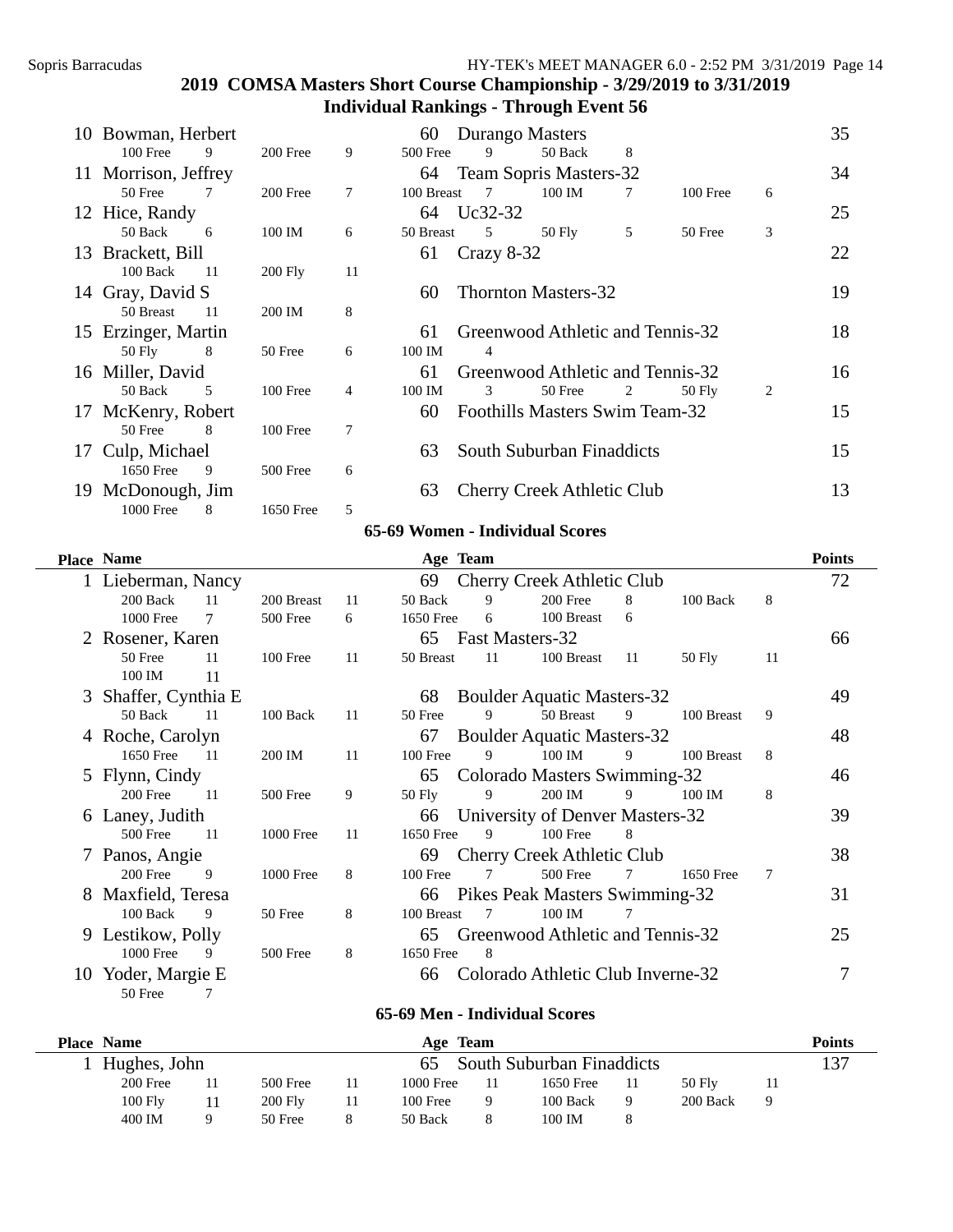## 2019 COMSA Masters Short Course Championship - 3/29/2019 to 3/31/2019

### Individual Rankings - Through Event 56

| Place | Name | Age | Team | Points |
|---|---|---|---|---|
| 10 | Bowman, Herbert | 60 | Durango Masters | 35 |
| | 100 Free 9, 200 Free 9, 500 Free 9, 50 Back 8 | | | |
| 11 | Morrison, Jeffrey | 64 | Team Sopris Masters-32 | 34 |
| | 50 Free 7, 200 Free 7, 100 Breast 7, 100 IM 7, 100 Free 6 | | | |
| 12 | Hice, Randy | 64 | Uc32-32 | 25 |
| | 50 Back 6, 100 IM 6, 50 Breast 5, 50 Fly 5, 50 Free 3 | | | |
| 13 | Brackett, Bill | 61 | Crazy 8-32 | 22 |
| | 100 Back 11, 200 Fly 11 | | | |
| 14 | Gray, David S | 60 | Thornton Masters-32 | 19 |
| | 50 Breast 11, 200 IM 8 | | | |
| 15 | Erzinger, Martin | 61 | Greenwood Athletic and Tennis-32 | 18 |
| | 50 Fly 8, 50 Free 6, 100 IM 4 | | | |
| 16 | Miller, David | 61 | Greenwood Athletic and Tennis-32 | 16 |
| | 50 Back 5, 100 Free 4, 100 IM 3, 50 Free 2, 50 Fly 2 | | | |
| 17 | McKenry, Robert | 60 | Foothills Masters Swim Team-32 | 15 |
| | 50 Free 8, 100 Free 7 | | | |
| 17 | Culp, Michael | 63 | South Suburban Finaddicts | 15 |
| | 1650 Free 9, 500 Free 6 | | | |
| 19 | McDonough, Jim | 63 | Cherry Creek Athletic Club | 13 |
| | 1000 Free 8, 1650 Free 5 | | | |

### 65-69 Women - Individual Scores

| Place | Name | Age | Team | Points |
|---|---|---|---|---|
| 1 | Lieberman, Nancy | 69 | Cherry Creek Athletic Club | 72 |
| | 200 Back 11, 200 Breast 11, 50 Back 9, 200 Free 8, 100 Back 8, 1000 Free 7, 500 Free 6, 1650 Free 6, 100 Breast 6 | | | |
| 2 | Rosener, Karen | 65 | Fast Masters-32 | 66 |
| | 50 Free 11, 100 Free 11, 50 Breast 11, 100 Breast 11, 50 Fly 11, 100 IM 11 | | | |
| 3 | Shaffer, Cynthia E | 68 | Boulder Aquatic Masters-32 | 49 |
| | 50 Back 11, 100 Back 11, 50 Free 9, 50 Breast 9, 100 Breast 9 | | | |
| 4 | Roche, Carolyn | 67 | Boulder Aquatic Masters-32 | 48 |
| | 1650 Free 11, 200 IM 11, 100 Free 9, 100 IM 9, 100 Breast 8 | | | |
| 5 | Flynn, Cindy | 65 | Colorado Masters Swimming-32 | 46 |
| | 200 Free 11, 500 Free 9, 50 Fly 9, 200 IM 9, 100 IM 8 | | | |
| 6 | Laney, Judith | 66 | University of Denver Masters-32 | 39 |
| | 500 Free 11, 1000 Free 11, 1650 Free 9, 100 Free 8 | | | |
| 7 | Panos, Angie | 69 | Cherry Creek Athletic Club | 38 |
| | 200 Free 9, 1000 Free 8, 100 Free 7, 500 Free 7, 1650 Free 7 | | | |
| 8 | Maxfield, Teresa | 66 | Pikes Peak Masters Swimming-32 | 31 |
| | 100 Back 9, 50 Free 8, 100 Breast 7, 100 IM 7 | | | |
| 9 | Lestikow, Polly | 65 | Greenwood Athletic and Tennis-32 | 25 |
| | 1000 Free 9, 500 Free 8, 1650 Free 8 | | | |
| 10 | Yoder, Margie E | 66 | Colorado Athletic Club Inverne-32 | 7 |
| | 50 Free 7 | | | |

### 65-69 Men - Individual Scores

| Place | Name | Age | Team | Points |
|---|---|---|---|---|
| 1 | Hughes, John | 65 | South Suburban Finaddicts | 137 |
| | 200 Free 11, 500 Free 11, 1000 Free 11, 1650 Free 11, 50 Fly 11, 100 Fly 11, 200 Fly 11, 100 Free 9, 100 Back 9, 200 Back 9, 400 IM 9, 50 Free 8, 50 Back 8, 100 IM 8 | | | |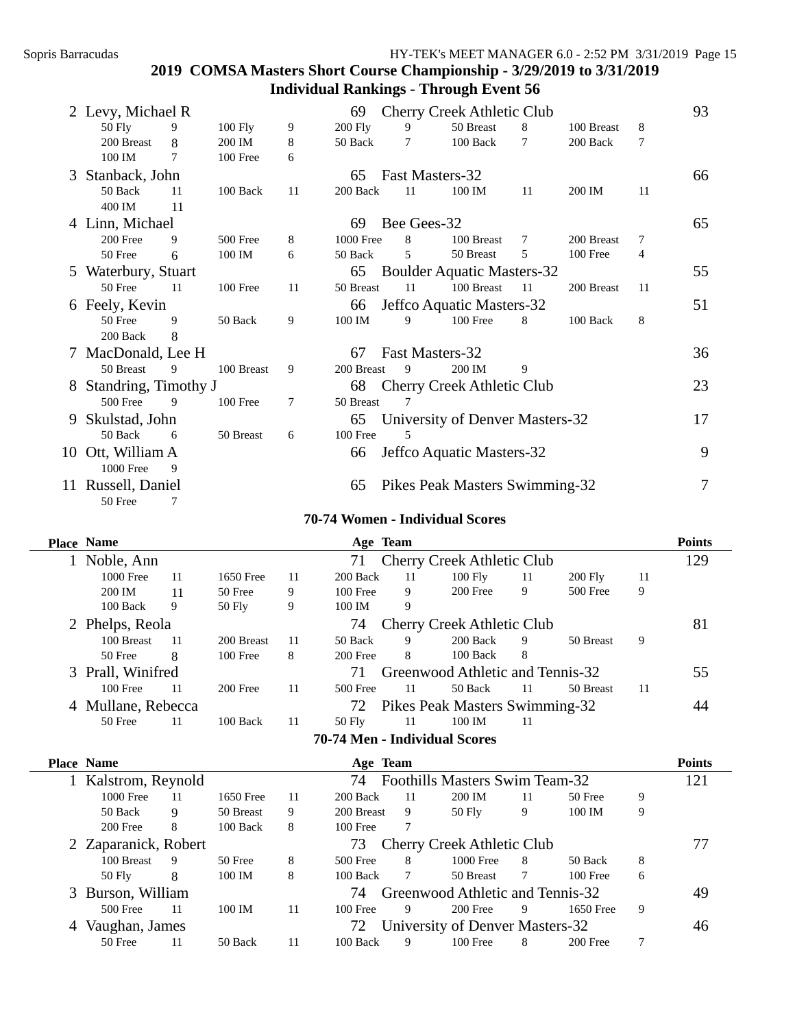# 2019 COMSA Masters Short Course Championship - 3/29/2019 to 3/31/2019

## Individual Rankings - Through Event 56

| Place | Name | Age | Team | Points |
|---|---|---|---|---|
| 2 | Levy, Michael R | 69 | Cherry Creek Athletic Club | 93 |
| | 50 Fly 9, 100 Fly 9, 200 Fly 9, 50 Breast 8, 100 Breast 8, 200 Breast 8, 200 IM 8, 50 Back 7, 100 Back 7, 200 Back 7, 100 IM 7, 100 Free 6 | | | |
| 3 | Stanback, John | 65 | Fast Masters-32 | 66 |
| | 50 Back 11, 100 Back 11, 200 Back 11, 100 IM 11, 200 IM 11, 400 IM 11 | | | |
| 4 | Linn, Michael | 69 | Bee Gees-32 | 65 |
| | 200 Free 9, 500 Free 8, 1000 Free 8, 100 Breast 7, 200 Breast 7, 50 Free 6, 100 IM 6, 50 Back 5, 50 Breast 5, 100 Free 4 | | | |
| 5 | Waterbury, Stuart | 65 | Boulder Aquatic Masters-32 | 55 |
| | 50 Free 11, 100 Free 11, 50 Breast 11, 100 Breast 11, 200 Breast 11 | | | |
| 6 | Feely, Kevin | 66 | Jeffco Aquatic Masters-32 | 51 |
| | 50 Free 9, 50 Back 9, 100 IM 9, 100 Free 8, 100 Back 8, 200 Back 8 | | | |
| 7 | MacDonald, Lee H | 67 | Fast Masters-32 | 36 |
| | 50 Breast 9, 100 Breast 9, 200 Breast 9, 200 IM 9 | | | |
| 8 | Standring, Timothy J | 68 | Cherry Creek Athletic Club | 23 |
| | 500 Free 9, 100 Free 7, 50 Breast 7 | | | |
| 9 | Skulstad, John | 65 | University of Denver Masters-32 | 17 |
| | 50 Back 6, 50 Breast 6, 100 Free 5 | | | |
| 10 | Ott, William A | 66 | Jeffco Aquatic Masters-32 | 9 |
| | 1000 Free 9 | | | |
| 11 | Russell, Daniel | 65 | Pikes Peak Masters Swimming-32 | 7 |
| | 50 Free 7 | | | |

### 70-74 Women - Individual Scores

| Place | Name | Age | Team | Points |
|---|---|---|---|---|
| 1 | Noble, Ann | 71 | Cherry Creek Athletic Club | 129 |
| | 1000 Free 11, 1650 Free 11, 200 Back 11, 100 Fly 11, 200 Fly 11, 200 IM 11, 50 Free 9, 100 Free 9, 200 Free 9, 500 Free 9, 100 Back 9, 50 Fly 9, 100 IM 9 | | | |
| 2 | Phelps, Reola | 74 | Cherry Creek Athletic Club | 81 |
| | 100 Breast 11, 200 Breast 11, 50 Back 9, 200 Back 9, 50 Breast 9, 50 Free 8, 100 Free 8, 200 Free 8, 100 Back 8 | | | |
| 3 | Prall, Winifred | 71 | Greenwood Athletic and Tennis-32 | 55 |
| | 100 Free 11, 200 Free 11, 500 Free 11, 50 Back 11, 50 Breast 11 | | | |
| 4 | Mullane, Rebecca | 72 | Pikes Peak Masters Swimming-32 | 44 |
| | 50 Free 11, 100 Back 11, 50 Fly 11, 100 IM 11 | | | |

### 70-74 Men - Individual Scores

| Place | Name | Age | Team | Points |
|---|---|---|---|---|
| 1 | Kalstrom, Reynold | 74 | Foothills Masters Swim Team-32 | 121 |
| | 1000 Free 11, 1650 Free 11, 200 Back 11, 200 IM 11, 50 Free 9, 50 Back 9, 50 Breast 9, 200 Breast 9, 50 Fly 9, 100 IM 9, 200 Free 8, 100 Back 8, 100 Free 7 | | | |
| 2 | Zaparanick, Robert | 73 | Cherry Creek Athletic Club | 77 |
| | 100 Breast 9, 50 Free 8, 500 Free 8, 1000 Free 8, 50 Back 8, 50 Fly 8, 100 IM 8, 100 Back 7, 50 Breast 7, 100 Free 6 | | | |
| 3 | Burson, William | 74 | Greenwood Athletic and Tennis-32 | 49 |
| | 500 Free 11, 100 IM 11, 100 Free 9, 200 Free 9, 1650 Free 9 | | | |
| 4 | Vaughan, James | 72 | University of Denver Masters-32 | 46 |
| | 50 Free 11, 50 Back 11, 100 Back 9, 100 Free 8, 200 Free 7 | | | |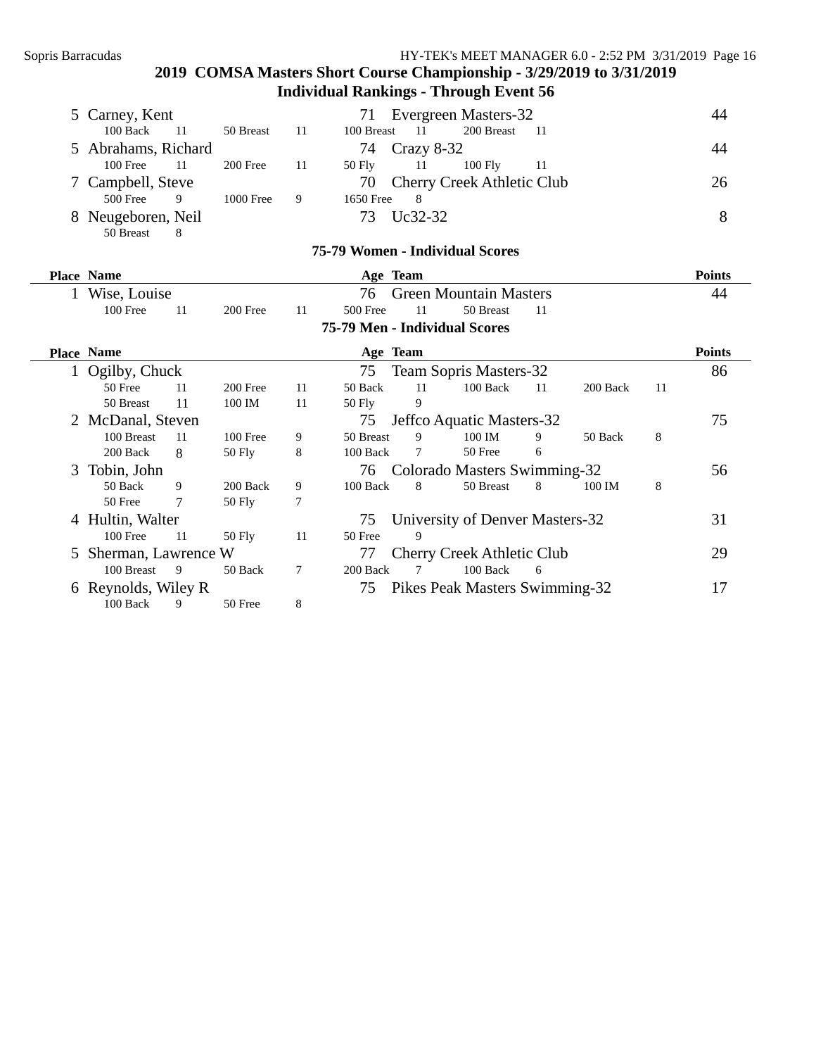## 2019 COMSA Masters Short Course Championship - 3/29/2019 to 3/31/2019

### Individual Rankings - Through Event 56

| Place | Name | Age | Team | Points |
|---|---|---|---|---|
| 5 | Carney, Kent | 71 | Evergreen Masters-32 | 44 |
| | 100 Back 11, 50 Breast 11, 100 Breast 11, 200 Breast 11 | | | |
| 5 | Abrahams, Richard | 74 | Crazy 8-32 | 44 |
| | 100 Free 11, 200 Free 11, 50 Fly 11, 100 Fly 11 | | | |
| 7 | Campbell, Steve | 70 | Cherry Creek Athletic Club | 26 |
| | 500 Free 9, 1000 Free 9, 1650 Free 8 | | | |
| 8 | Neugeboren, Neil | 73 | Uc32-32 | 8 |
| | 50 Breast 8 | | | |

### 75-79 Women - Individual Scores

| Place | Name | Age | Team | Points |
|---|---|---|---|---|
| 1 | Wise, Louise | 76 | Green Mountain Masters | 44 |
| | 100 Free 11, 200 Free 11, 500 Free 11, 50 Breast 11 | | | |

### 75-79 Men - Individual Scores

| Place | Name | Age | Team | Points |
|---|---|---|---|---|
| 1 | Ogilby, Chuck | 75 | Team Sopris Masters-32 | 86 |
| | 50 Free 11, 200 Free 11, 50 Back 11, 100 Back 11, 200 Back 11, 50 Breast 11, 100 IM 11, 50 Fly 9 | | | |
| 2 | McDanal, Steven | 75 | Jeffco Aquatic Masters-32 | 75 |
| | 100 Breast 11, 100 Free 9, 50 Breast 9, 100 IM 9, 50 Back 8, 200 Back 8, 50 Fly 8, 100 Back 7, 50 Free 6 | | | |
| 3 | Tobin, John | 76 | Colorado Masters Swimming-32 | 56 |
| | 50 Back 9, 200 Back 9, 100 Back 8, 50 Breast 8, 100 IM 8, 50 Free 7, 50 Fly 7 | | | |
| 4 | Hultin, Walter | 75 | University of Denver Masters-32 | 31 |
| | 100 Free 11, 50 Fly 11, 50 Free 9 | | | |
| 5 | Sherman, Lawrence W | 77 | Cherry Creek Athletic Club | 29 |
| | 100 Breast 9, 50 Back 7, 200 Back 7, 100 Back 6 | | | |
| 6 | Reynolds, Wiley R | 75 | Pikes Peak Masters Swimming-32 | 17 |
| | 100 Back 9, 50 Free 8 | | | |